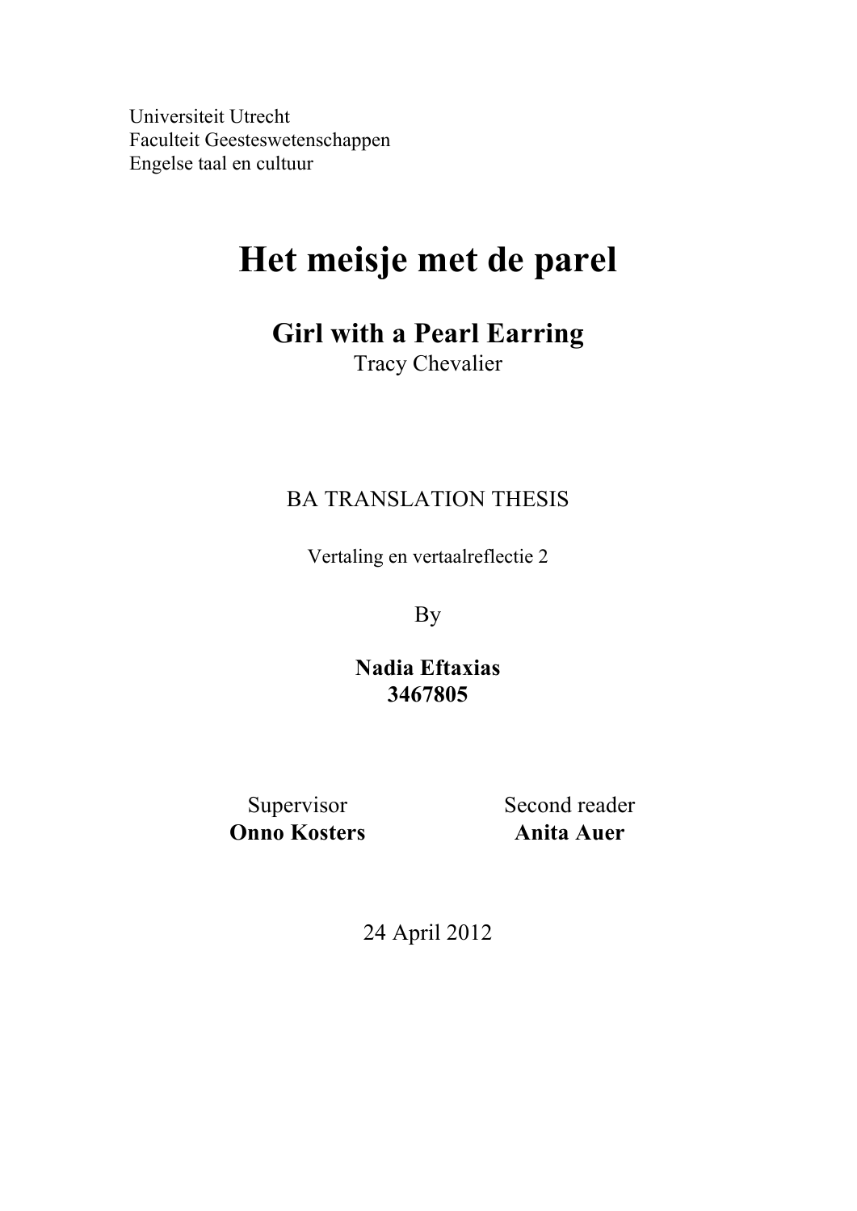Universiteit Utrecht
Faculteit Geesteswetenschappen
Engelse taal en cultuur

# Het meisje met de parel

## Girl with a Pearl Earring

Tracy Chevalier

BA TRANSLATION THESIS

Vertaling en vertaalreflectie 2

By

**Nadia Eftaxias**
**3467805**

Supervisor
**Onno Kosters**

Second reader
**Anita Auer**

24 April 2012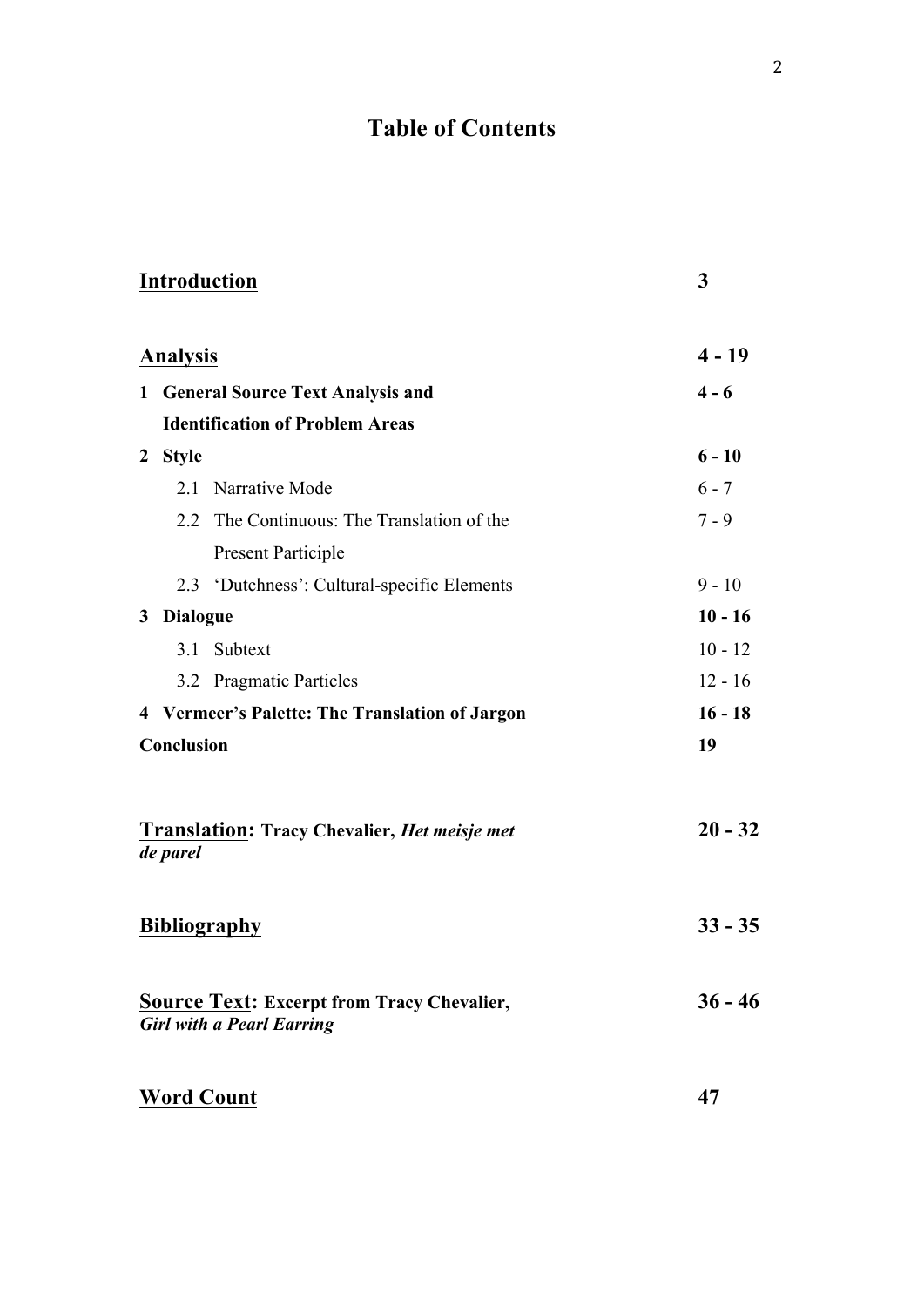# Table of Contents

| | |
|---|---|
| **Introduction** | **3** |
| **Analysis** | **4 - 19** |
| **1 General Source Text Analysis and Identification of Problem Areas** | **4 - 6** |
| **2 Style** | **6 - 10** |
| 2.1 Narrative Mode | 6 - 7 |
| 2.2 The Continuous: The Translation of the Present Participle | 7 - 9 |
| 2.3 'Dutchness': Cultural-specific Elements | 9 - 10 |
| **3 Dialogue** | **10 - 16** |
| 3.1 Subtext | 10 - 12 |
| 3.2 Pragmatic Particles | 12 - 16 |
| **4 Vermeer's Palette: The Translation of Jargon** | **16 - 18** |
| **Conclusion** | **19** |
| **Translation: Tracy Chevalier, *Het meisje met de parel*** | **20 - 32** |
| **Bibliography** | **33 - 35** |
| **Source Text: Excerpt from Tracy Chevalier, *Girl with a Pearl Earring*** | **36 - 46** |
| **Word Count** | **47** |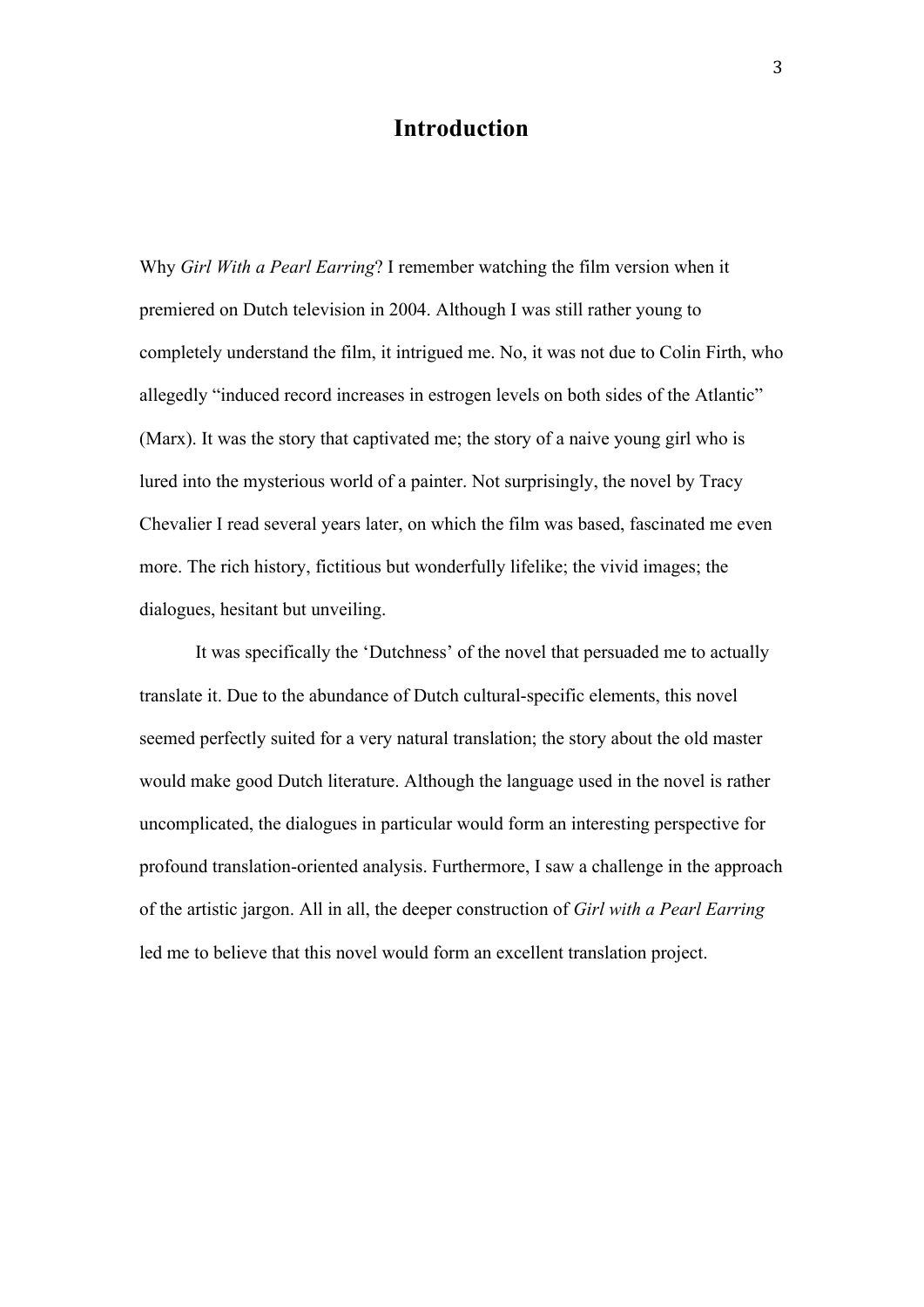# Introduction

Why *Girl With a Pearl Earring*? I remember watching the film version when it premiered on Dutch television in 2004. Although I was still rather young to completely understand the film, it intrigued me. No, it was not due to Colin Firth, who allegedly "induced record increases in estrogen levels on both sides of the Atlantic" (Marx). It was the story that captivated me; the story of a naive young girl who is lured into the mysterious world of a painter. Not surprisingly, the novel by Tracy Chevalier I read several years later, on which the film was based, fascinated me even more. The rich history, fictitious but wonderfully lifelike; the vivid images; the dialogues, hesitant but unveiling.

It was specifically the 'Dutchness' of the novel that persuaded me to actually translate it. Due to the abundance of Dutch cultural-specific elements, this novel seemed perfectly suited for a very natural translation; the story about the old master would make good Dutch literature. Although the language used in the novel is rather uncomplicated, the dialogues in particular would form an interesting perspective for profound translation-oriented analysis. Furthermore, I saw a challenge in the approach of the artistic jargon. All in all, the deeper construction of *Girl with a Pearl Earring* led me to believe that this novel would form an excellent translation project.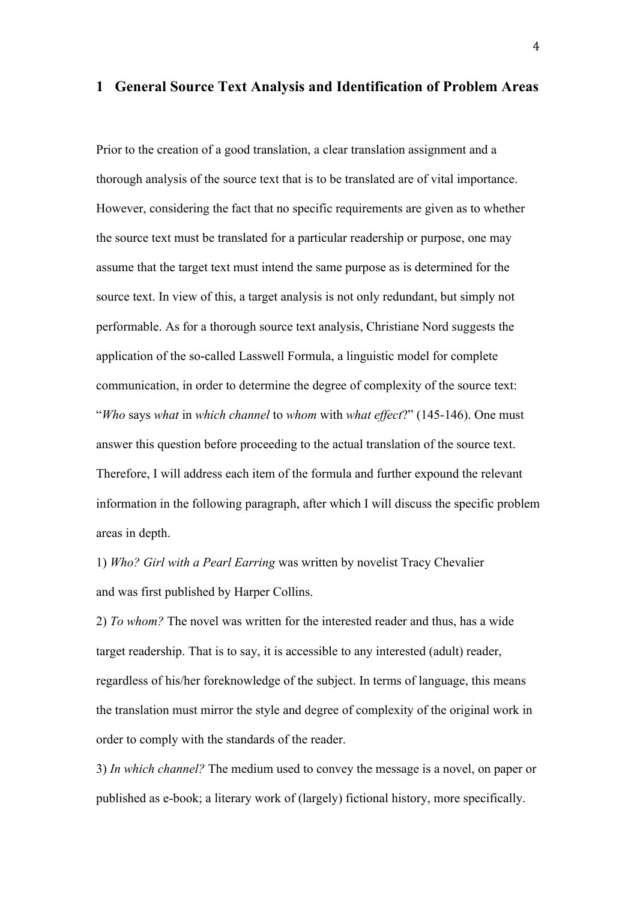# 1 General Source Text Analysis and Identification of Problem Areas

Prior to the creation of a good translation, a clear translation assignment and a thorough analysis of the source text that is to be translated are of vital importance. However, considering the fact that no specific requirements are given as to whether the source text must be translated for a particular readership or purpose, one may assume that the target text must intend the same purpose as is determined for the source text. In view of this, a target analysis is not only redundant, but simply not performable. As for a thorough source text analysis, Christiane Nord suggests the application of the so-called Lasswell Formula, a linguistic model for complete communication, in order to determine the degree of complexity of the source text: "*Who* says *what* in *which channel* to *whom* with *what effect*?" (145-146). One must answer this question before proceeding to the actual translation of the source text. Therefore, I will address each item of the formula and further expound the relevant information in the following paragraph, after which I will discuss the specific problem areas in depth.

1) *Who? Girl with a Pearl Earring* was written by novelist Tracy Chevalier and was first published by Harper Collins.

2) *To whom?* The novel was written for the interested reader and thus, has a wide target readership. That is to say, it is accessible to any interested (adult) reader, regardless of his/her foreknowledge of the subject. In terms of language, this means the translation must mirror the style and degree of complexity of the original work in order to comply with the standards of the reader.

3) *In which channel?* The medium used to convey the message is a novel, on paper or published as e-book; a literary work of (largely) fictional history, more specifically.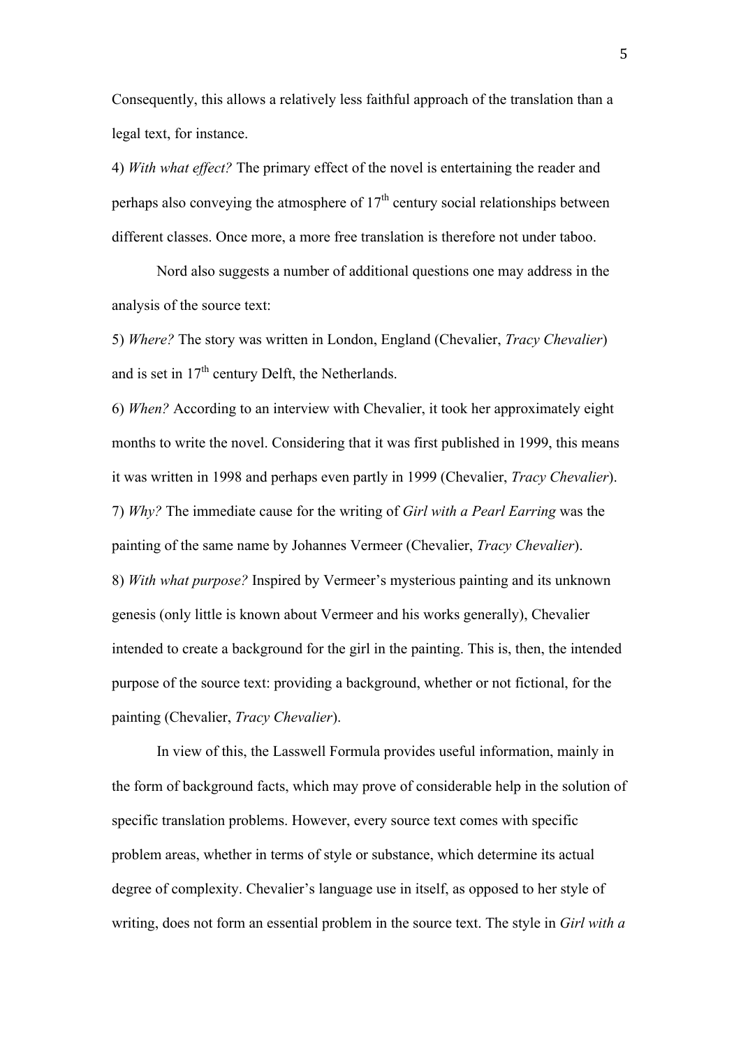Consequently, this allows a relatively less faithful approach of the translation than a legal text, for instance.

4) *With what effect?* The primary effect of the novel is entertaining the reader and perhaps also conveying the atmosphere of $17^{th}$ century social relationships between different classes. Once more, a more free translation is therefore not under taboo.

Nord also suggests a number of additional questions one may address in the analysis of the source text:

5) *Where?* The story was written in London, England (Chevalier, *Tracy Chevalier*) and is set in $17^{th}$ century Delft, the Netherlands.

6) *When?* According to an interview with Chevalier, it took her approximately eight months to write the novel. Considering that it was first published in 1999, this means it was written in 1998 and perhaps even partly in 1999 (Chevalier, *Tracy Chevalier*).

7) *Why?* The immediate cause for the writing of *Girl with a Pearl Earring* was the painting of the same name by Johannes Vermeer (Chevalier, *Tracy Chevalier*).

8) *With what purpose?* Inspired by Vermeer's mysterious painting and its unknown genesis (only little is known about Vermeer and his works generally), Chevalier intended to create a background for the girl in the painting. This is, then, the intended purpose of the source text: providing a background, whether or not fictional, for the painting (Chevalier, *Tracy Chevalier*).

In view of this, the Lasswell Formula provides useful information, mainly in the form of background facts, which may prove of considerable help in the solution of specific translation problems. However, every source text comes with specific problem areas, whether in terms of style or substance, which determine its actual degree of complexity. Chevalier's language use in itself, as opposed to her style of writing, does not form an essential problem in the source text. The style in *Girl with a*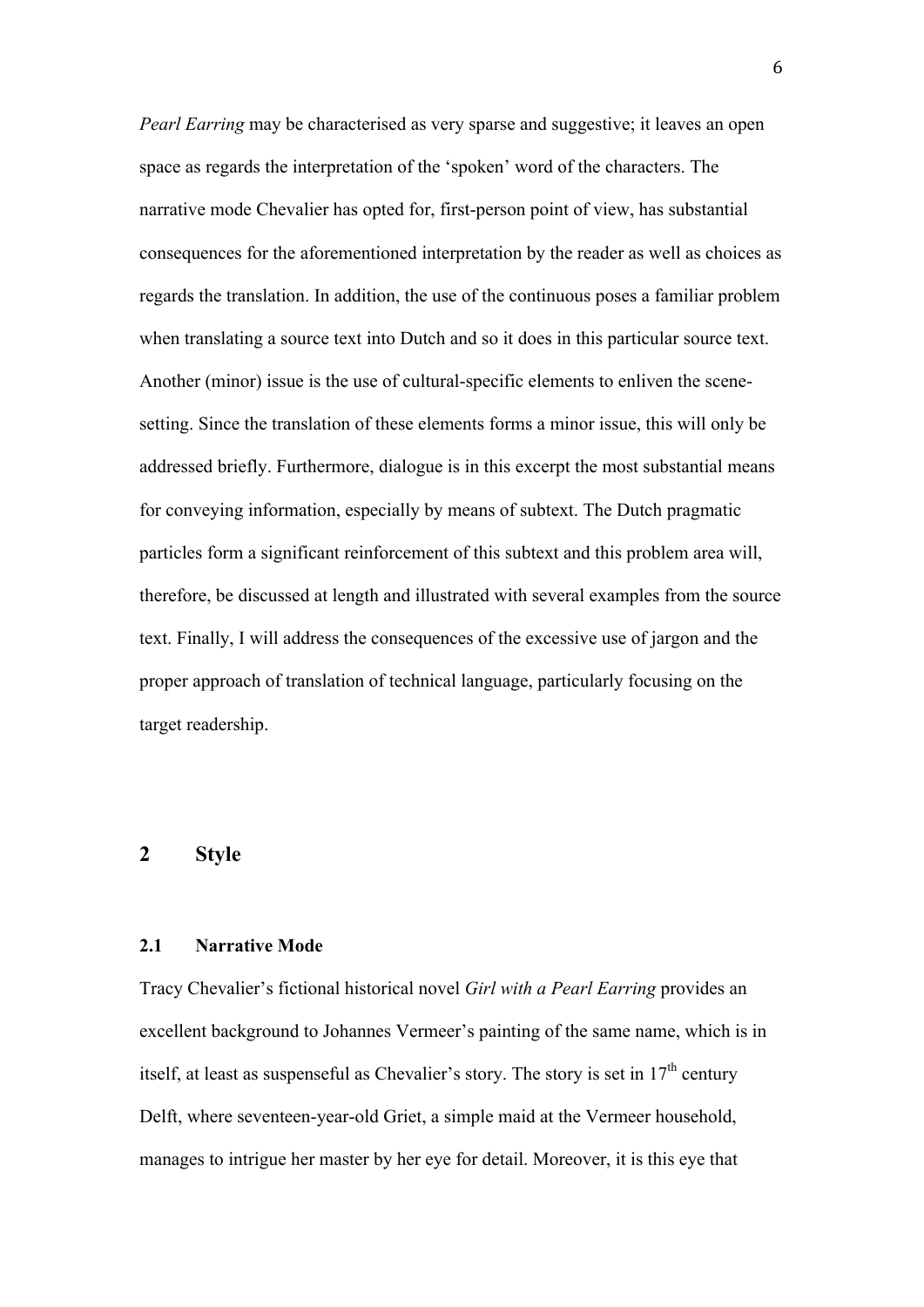*Pearl Earring* may be characterised as very sparse and suggestive; it leaves an open space as regards the interpretation of the 'spoken' word of the characters. The narrative mode Chevalier has opted for, first-person point of view, has substantial consequences for the aforementioned interpretation by the reader as well as choices as regards the translation. In addition, the use of the continuous poses a familiar problem when translating a source text into Dutch and so it does in this particular source text. Another (minor) issue is the use of cultural-specific elements to enliven the scene-setting. Since the translation of these elements forms a minor issue, this will only be addressed briefly. Furthermore, dialogue is in this excerpt the most substantial means for conveying information, especially by means of subtext. The Dutch pragmatic particles form a significant reinforcement of this subtext and this problem area will, therefore, be discussed at length and illustrated with several examples from the source text. Finally, I will address the consequences of the excessive use of jargon and the proper approach of translation of technical language, particularly focusing on the target readership.

# 2 Style

## 2.1 Narrative Mode

Tracy Chevalier's fictional historical novel *Girl with a Pearl Earring* provides an excellent background to Johannes Vermeer's painting of the same name, which is in itself, at least as suspenseful as Chevalier's story. The story is set in 17th century Delft, where seventeen-year-old Griet, a simple maid at the Vermeer household, manages to intrigue her master by her eye for detail. Moreover, it is this eye that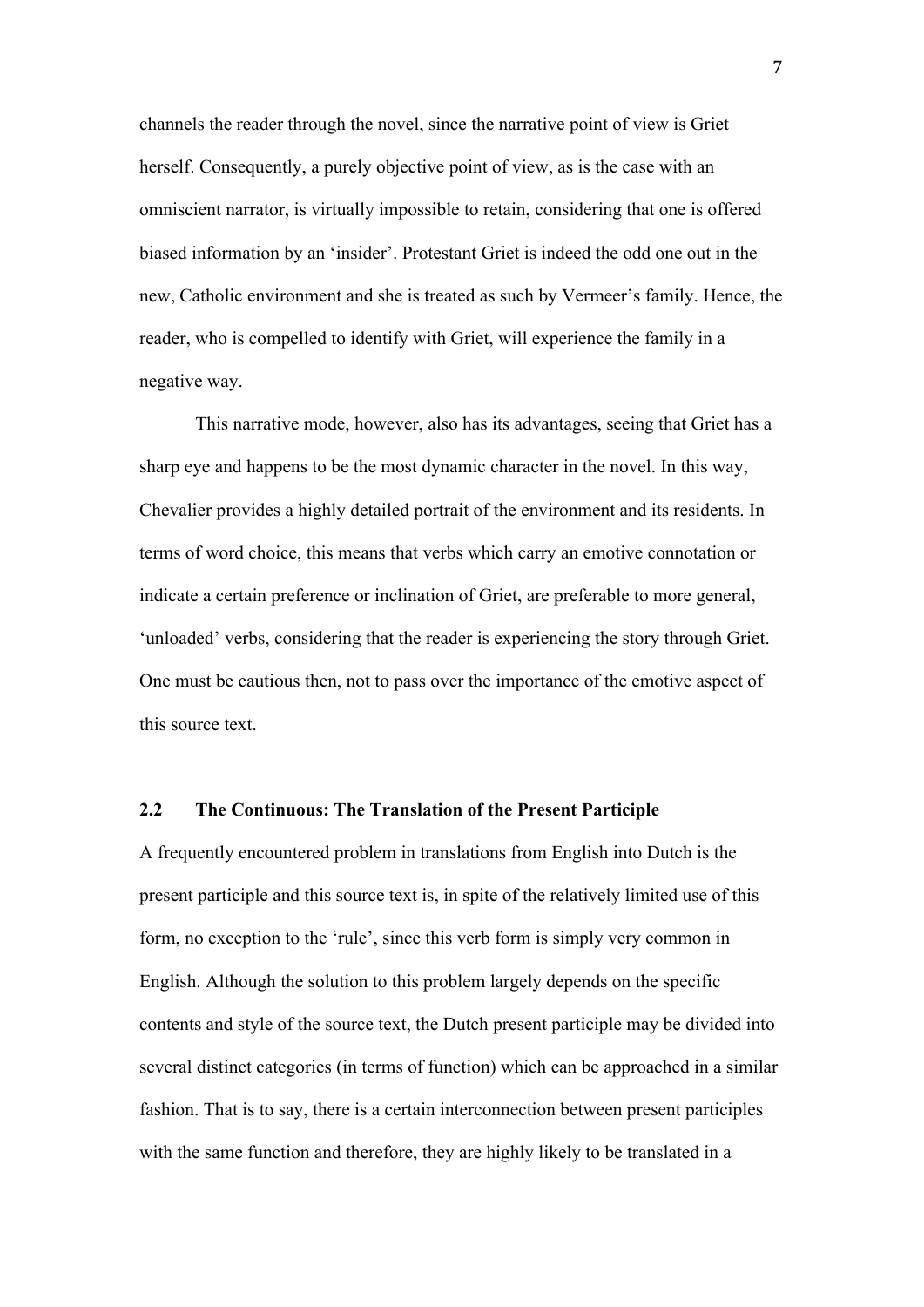channels the reader through the novel, since the narrative point of view is Griet herself. Consequently, a purely objective point of view, as is the case with an omniscient narrator, is virtually impossible to retain, considering that one is offered biased information by an 'insider'. Protestant Griet is indeed the odd one out in the new, Catholic environment and she is treated as such by Vermeer's family. Hence, the reader, who is compelled to identify with Griet, will experience the family in a negative way.

This narrative mode, however, also has its advantages, seeing that Griet has a sharp eye and happens to be the most dynamic character in the novel. In this way, Chevalier provides a highly detailed portrait of the environment and its residents. In terms of word choice, this means that verbs which carry an emotive connotation or indicate a certain preference or inclination of Griet, are preferable to more general, 'unloaded' verbs, considering that the reader is experiencing the story through Griet. One must be cautious then, not to pass over the importance of the emotive aspect of this source text.

### 2.2 The Continuous: The Translation of the Present Participle

A frequently encountered problem in translations from English into Dutch is the present participle and this source text is, in spite of the relatively limited use of this form, no exception to the 'rule', since this verb form is simply very common in English. Although the solution to this problem largely depends on the specific contents and style of the source text, the Dutch present participle may be divided into several distinct categories (in terms of function) which can be approached in a similar fashion. That is to say, there is a certain interconnection between present participles with the same function and therefore, they are highly likely to be translated in a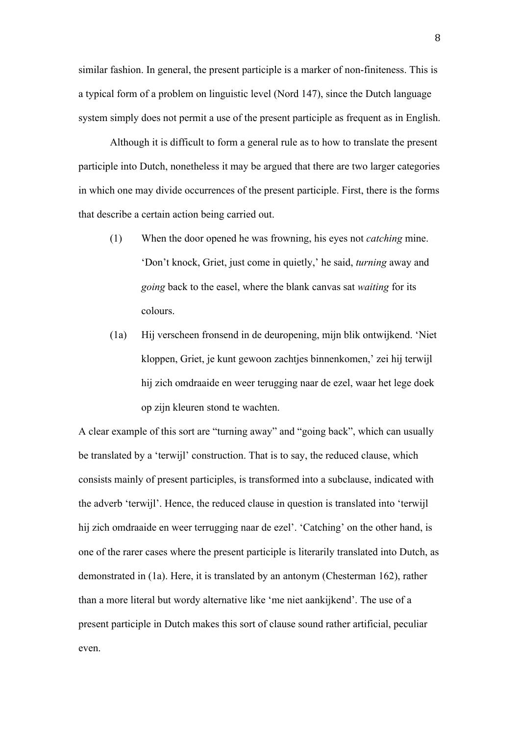similar fashion. In general, the present participle is a marker of non-finiteness. This is a typical form of a problem on linguistic level (Nord 147), since the Dutch language system simply does not permit a use of the present participle as frequent as in English.

Although it is difficult to form a general rule as to how to translate the present participle into Dutch, nonetheless it may be argued that there are two larger categories in which one may divide occurrences of the present participle. First, there is the forms that describe a certain action being carried out.

(1) When the door opened he was frowning, his eyes not *catching* mine. 'Don't knock, Griet, just come in quietly,' he said, *turning* away and *going* back to the easel, where the blank canvas sat *waiting* for its colours.

(1a) Hij verscheen fronsend in de deuropening, mijn blik ontwijkend. 'Niet kloppen, Griet, je kunt gewoon zachtjes binnenkomen,' zei hij terwijl hij zich omdraaide en weer terugging naar de ezel, waar het lege doek op zijn kleuren stond te wachten.

A clear example of this sort are "turning away" and "going back", which can usually be translated by a 'terwijl' construction. That is to say, the reduced clause, which consists mainly of present participles, is transformed into a subclause, indicated with the adverb 'terwijl'. Hence, the reduced clause in question is translated into 'terwijl hij zich omdraaide en weer terrugging naar de ezel'. 'Catching' on the other hand, is one of the rarer cases where the present participle is literarily translated into Dutch, as demonstrated in (1a). Here, it is translated by an antonym (Chesterman 162), rather than a more literal but wordy alternative like 'me niet aankijkend'. The use of a present participle in Dutch makes this sort of clause sound rather artificial, peculiar even.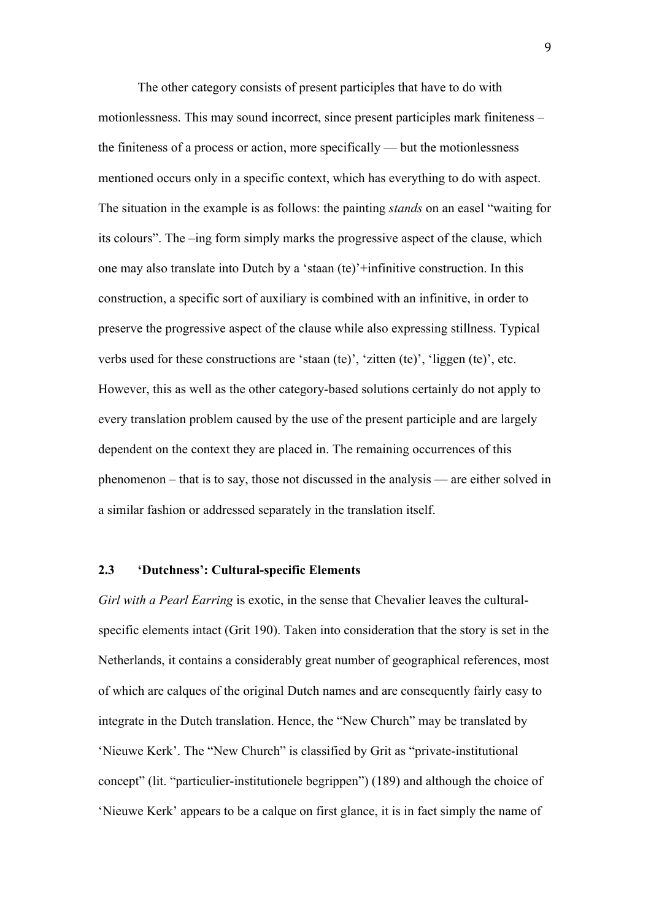The other category consists of present participles that have to do with motionlessness. This may sound incorrect, since present participles mark finiteness – the finiteness of a process or action, more specifically — but the motionlessness mentioned occurs only in a specific context, which has everything to do with aspect. The situation in the example is as follows: the painting *stands* on an easel "waiting for its colours". The –ing form simply marks the progressive aspect of the clause, which one may also translate into Dutch by a 'staan (te)'+infinitive construction. In this construction, a specific sort of auxiliary is combined with an infinitive, in order to preserve the progressive aspect of the clause while also expressing stillness. Typical verbs used for these constructions are 'staan (te)', 'zitten (te)', 'liggen (te)', etc. However, this as well as the other category-based solutions certainly do not apply to every translation problem caused by the use of the present participle and are largely dependent on the context they are placed in. The remaining occurrences of this phenomenon – that is to say, those not discussed in the analysis — are either solved in a similar fashion or addressed separately in the translation itself.

### 2.3 'Dutchness': Cultural-specific Elements

*Girl with a Pearl Earring* is exotic, in the sense that Chevalier leaves the cultural-specific elements intact (Grit 190). Taken into consideration that the story is set in the Netherlands, it contains a considerably great number of geographical references, most of which are calques of the original Dutch names and are consequently fairly easy to integrate in the Dutch translation. Hence, the "New Church" may be translated by 'Nieuwe Kerk'. The "New Church" is classified by Grit as "private-institutional concept" (lit. "particulier-institutionele begrippen") (189) and although the choice of 'Nieuwe Kerk' appears to be a calque on first glance, it is in fact simply the name of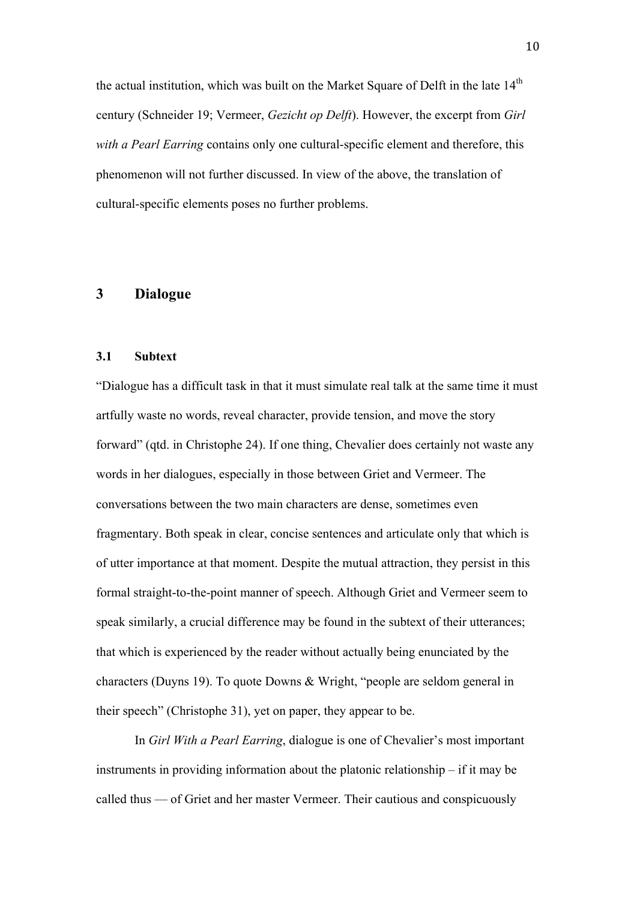the actual institution, which was built on the Market Square of Delft in the late 14th century (Schneider 19; Vermeer, *Gezicht op Delft*). However, the excerpt from *Girl with a Pearl Earring* contains only one cultural-specific element and therefore, this phenomenon will not further discussed. In view of the above, the translation of cultural-specific elements poses no further problems.

# 3 Dialogue

## 3.1 Subtext

"Dialogue has a difficult task in that it must simulate real talk at the same time it must artfully waste no words, reveal character, provide tension, and move the story forward" (qtd. in Christophe 24). If one thing, Chevalier does certainly not waste any words in her dialogues, especially in those between Griet and Vermeer. The conversations between the two main characters are dense, sometimes even fragmentary. Both speak in clear, concise sentences and articulate only that which is of utter importance at that moment. Despite the mutual attraction, they persist in this formal straight-to-the-point manner of speech. Although Griet and Vermeer seem to speak similarly, a crucial difference may be found in the subtext of their utterances; that which is experienced by the reader without actually being enunciated by the characters (Duyns 19). To quote Downs & Wright, "people are seldom general in their speech" (Christophe 31), yet on paper, they appear to be.

In *Girl With a Pearl Earring*, dialogue is one of Chevalier's most important instruments in providing information about the platonic relationship – if it may be called thus — of Griet and her master Vermeer. Their cautious and conspicuously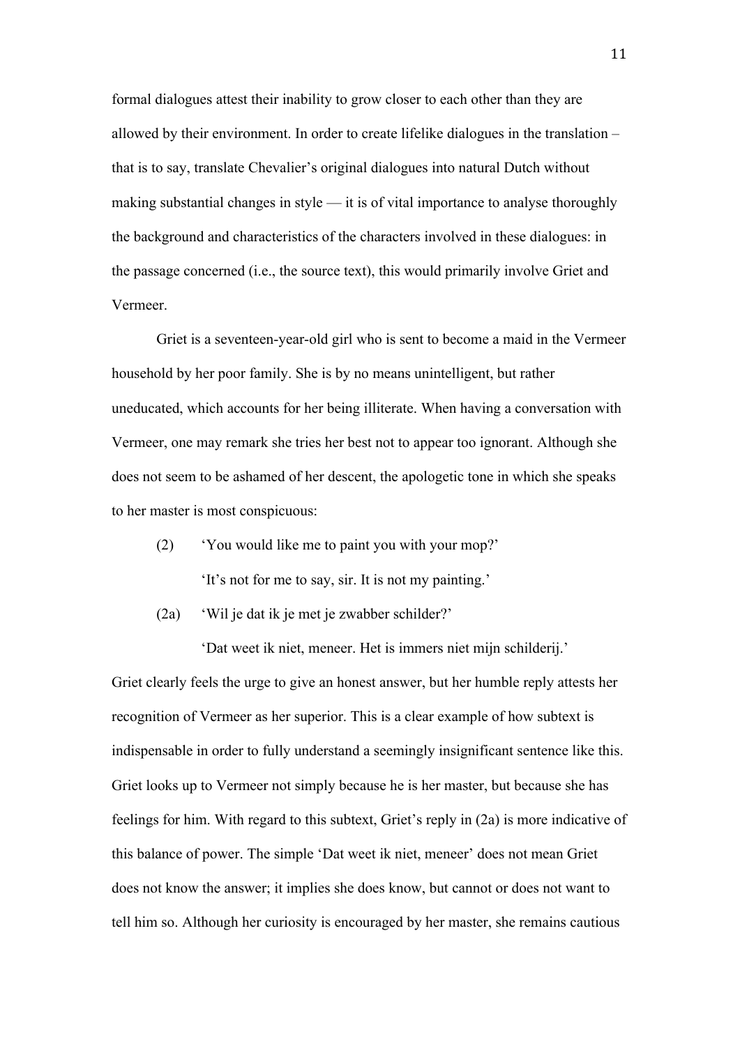formal dialogues attest their inability to grow closer to each other than they are allowed by their environment. In order to create lifelike dialogues in the translation – that is to say, translate Chevalier's original dialogues into natural Dutch without making substantial changes in style — it is of vital importance to analyse thoroughly the background and characteristics of the characters involved in these dialogues: in the passage concerned (i.e., the source text), this would primarily involve Griet and Vermeer.

Griet is a seventeen-year-old girl who is sent to become a maid in the Vermeer household by her poor family. She is by no means unintelligent, but rather uneducated, which accounts for her being illiterate. When having a conversation with Vermeer, one may remark she tries her best not to appear too ignorant. Although she does not seem to be ashamed of her descent, the apologetic tone in which she speaks to her master is most conspicuous:

(2) 'You would like me to paint you with your mop?'

'It's not for me to say, sir. It is not my painting.'

(2a) 'Wil je dat ik je met je zwabber schilder?'

'Dat weet ik niet, meneer. Het is immers niet mijn schilderij.'

Griet clearly feels the urge to give an honest answer, but her humble reply attests her recognition of Vermeer as her superior. This is a clear example of how subtext is indispensable in order to fully understand a seemingly insignificant sentence like this. Griet looks up to Vermeer not simply because he is her master, but because she has feelings for him. With regard to this subtext, Griet's reply in (2a) is more indicative of this balance of power. The simple 'Dat weet ik niet, meneer' does not mean Griet does not know the answer; it implies she does know, but cannot or does not want to tell him so. Although her curiosity is encouraged by her master, she remains cautious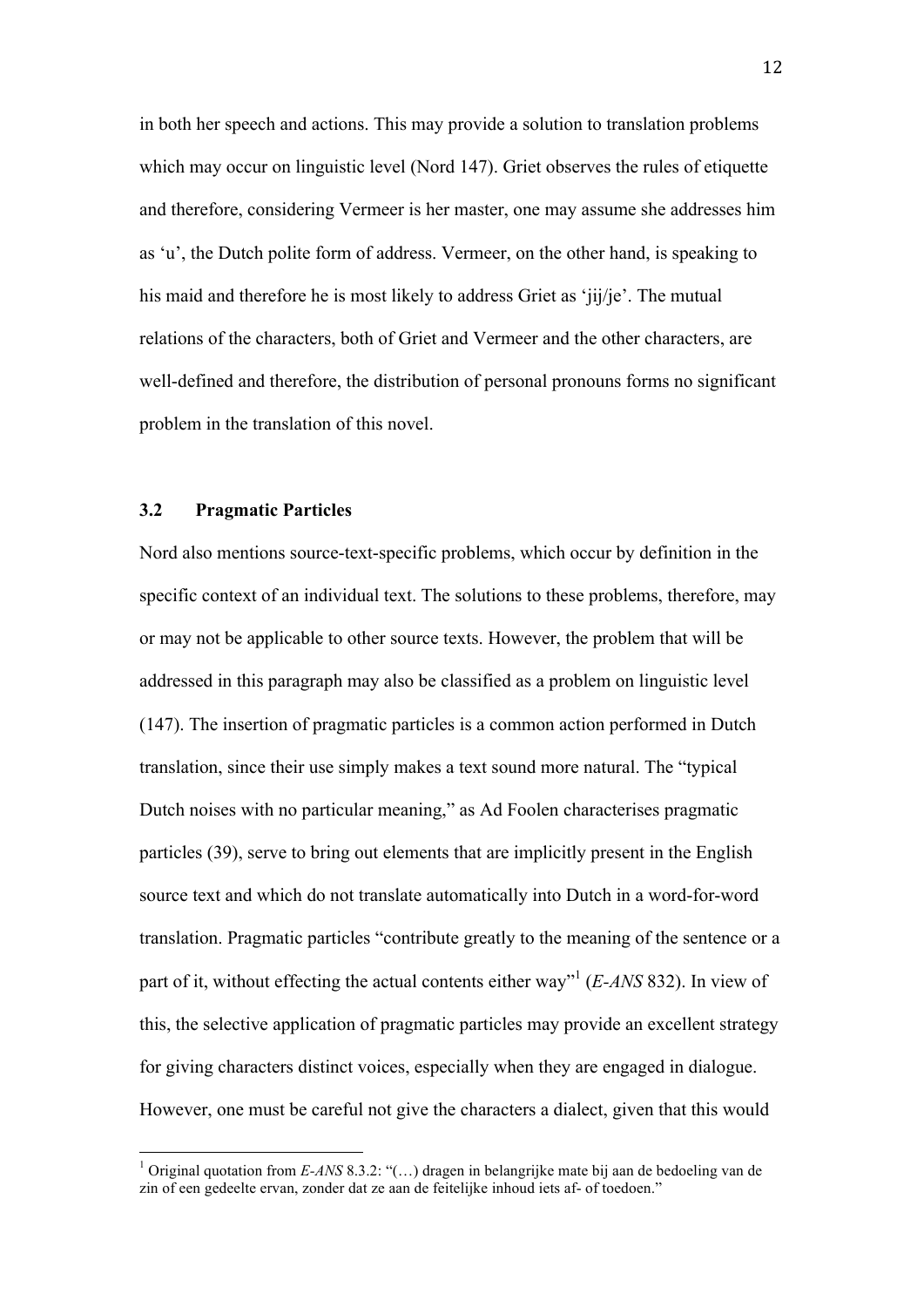in both her speech and actions. This may provide a solution to translation problems which may occur on linguistic level (Nord 147). Griet observes the rules of etiquette and therefore, considering Vermeer is her master, one may assume she addresses him as 'u', the Dutch polite form of address. Vermeer, on the other hand, is speaking to his maid and therefore he is most likely to address Griet as 'jij/je'. The mutual relations of the characters, both of Griet and Vermeer and the other characters, are well-defined and therefore, the distribution of personal pronouns forms no significant problem in the translation of this novel.

### 3.2 Pragmatic Particles

Nord also mentions source-text-specific problems, which occur by definition in the specific context of an individual text. The solutions to these problems, therefore, may or may not be applicable to other source texts. However, the problem that will be addressed in this paragraph may also be classified as a problem on linguistic level (147). The insertion of pragmatic particles is a common action performed in Dutch translation, since their use simply makes a text sound more natural. The "typical Dutch noises with no particular meaning," as Ad Foolen characterises pragmatic particles (39), serve to bring out elements that are implicitly present in the English source text and which do not translate automatically into Dutch in a word-for-word translation. Pragmatic particles "contribute greatly to the meaning of the sentence or a part of it, without effecting the actual contents either way"[1] (*E-ANS* 832). In view of this, the selective application of pragmatic particles may provide an excellent strategy for giving characters distinct voices, especially when they are engaged in dialogue. However, one must be careful not give the characters a dialect, given that this would

[1] Original quotation from *E-ANS* 8.3.2: "(…) dragen in belangrijke mate bij aan de bedoeling van de zin of een gedeelte ervan, zonder dat ze aan de feitelijke inhoud iets af- of toedoen."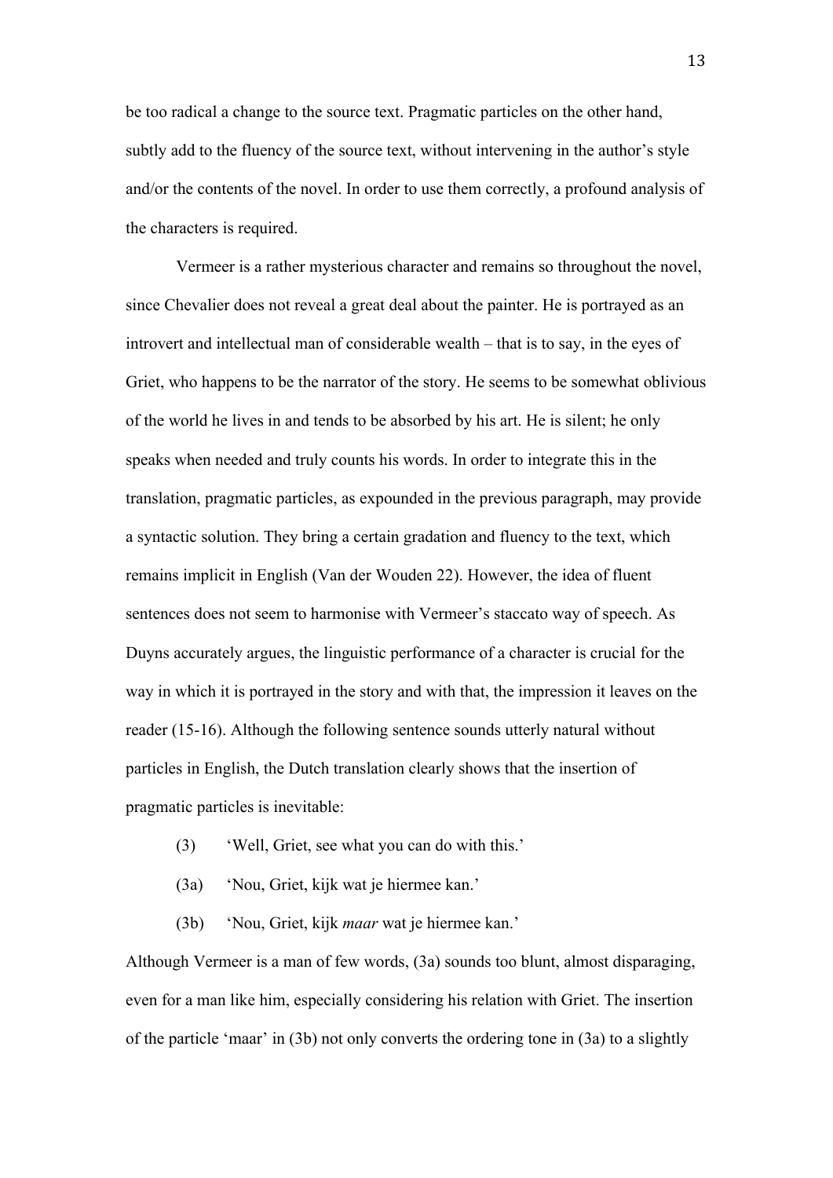be too radical a change to the source text. Pragmatic particles on the other hand, subtly add to the fluency of the source text, without intervening in the author's style and/or the contents of the novel. In order to use them correctly, a profound analysis of the characters is required.

Vermeer is a rather mysterious character and remains so throughout the novel, since Chevalier does not reveal a great deal about the painter. He is portrayed as an introvert and intellectual man of considerable wealth – that is to say, in the eyes of Griet, who happens to be the narrator of the story. He seems to be somewhat oblivious of the world he lives in and tends to be absorbed by his art. He is silent; he only speaks when needed and truly counts his words. In order to integrate this in the translation, pragmatic particles, as expounded in the previous paragraph, may provide a syntactic solution. They bring a certain gradation and fluency to the text, which remains implicit in English (Van der Wouden 22). However, the idea of fluent sentences does not seem to harmonise with Vermeer's staccato way of speech. As Duyns accurately argues, the linguistic performance of a character is crucial for the way in which it is portrayed in the story and with that, the impression it leaves on the reader (15-16). Although the following sentence sounds utterly natural without particles in English, the Dutch translation clearly shows that the insertion of pragmatic particles is inevitable:

(3) 'Well, Griet, see what you can do with this.'

(3a) 'Nou, Griet, kijk wat je hiermee kan.'

(3b) 'Nou, Griet, kijk *maar* wat je hiermee kan.'

Although Vermeer is a man of few words, (3a) sounds too blunt, almost disparaging, even for a man like him, especially considering his relation with Griet. The insertion of the particle 'maar' in (3b) not only converts the ordering tone in (3a) to a slightly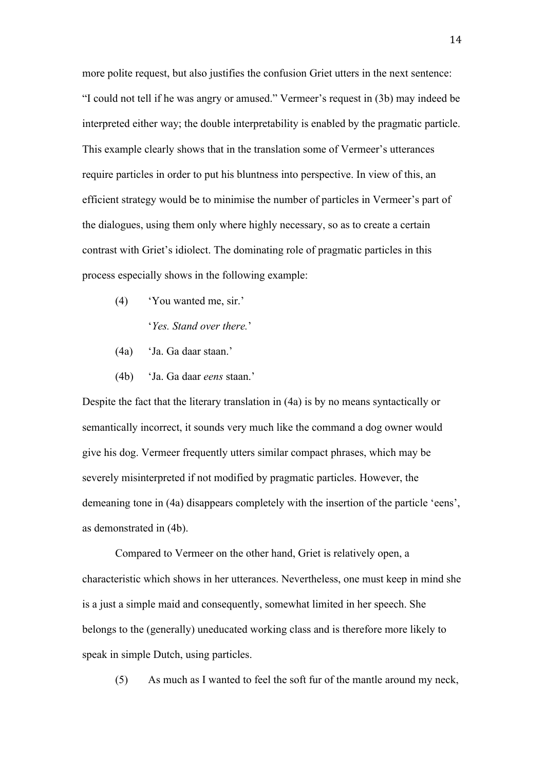more polite request, but also justifies the confusion Griet utters in the next sentence: "I could not tell if he was angry or amused." Vermeer's request in (3b) may indeed be interpreted either way; the double interpretability is enabled by the pragmatic particle. This example clearly shows that in the translation some of Vermeer's utterances require particles in order to put his bluntness into perspective. In view of this, an efficient strategy would be to minimise the number of particles in Vermeer's part of the dialogues, using them only where highly necessary, so as to create a certain contrast with Griet's idiolect. The dominating role of pragmatic particles in this process especially shows in the following example:

(4) 'You wanted me, sir.'

'*Yes. Stand over there.*'

(4a) 'Ja. Ga daar staan.'

(4b) 'Ja. Ga daar *eens* staan.'

Despite the fact that the literary translation in (4a) is by no means syntactically or semantically incorrect, it sounds very much like the command a dog owner would give his dog. Vermeer frequently utters similar compact phrases, which may be severely misinterpreted if not modified by pragmatic particles. However, the demeaning tone in (4a) disappears completely with the insertion of the particle 'eens', as demonstrated in (4b).

Compared to Vermeer on the other hand, Griet is relatively open, a characteristic which shows in her utterances. Nevertheless, one must keep in mind she is a just a simple maid and consequently, somewhat limited in her speech. She belongs to the (generally) uneducated working class and is therefore more likely to speak in simple Dutch, using particles.

(5) As much as I wanted to feel the soft fur of the mantle around my neck,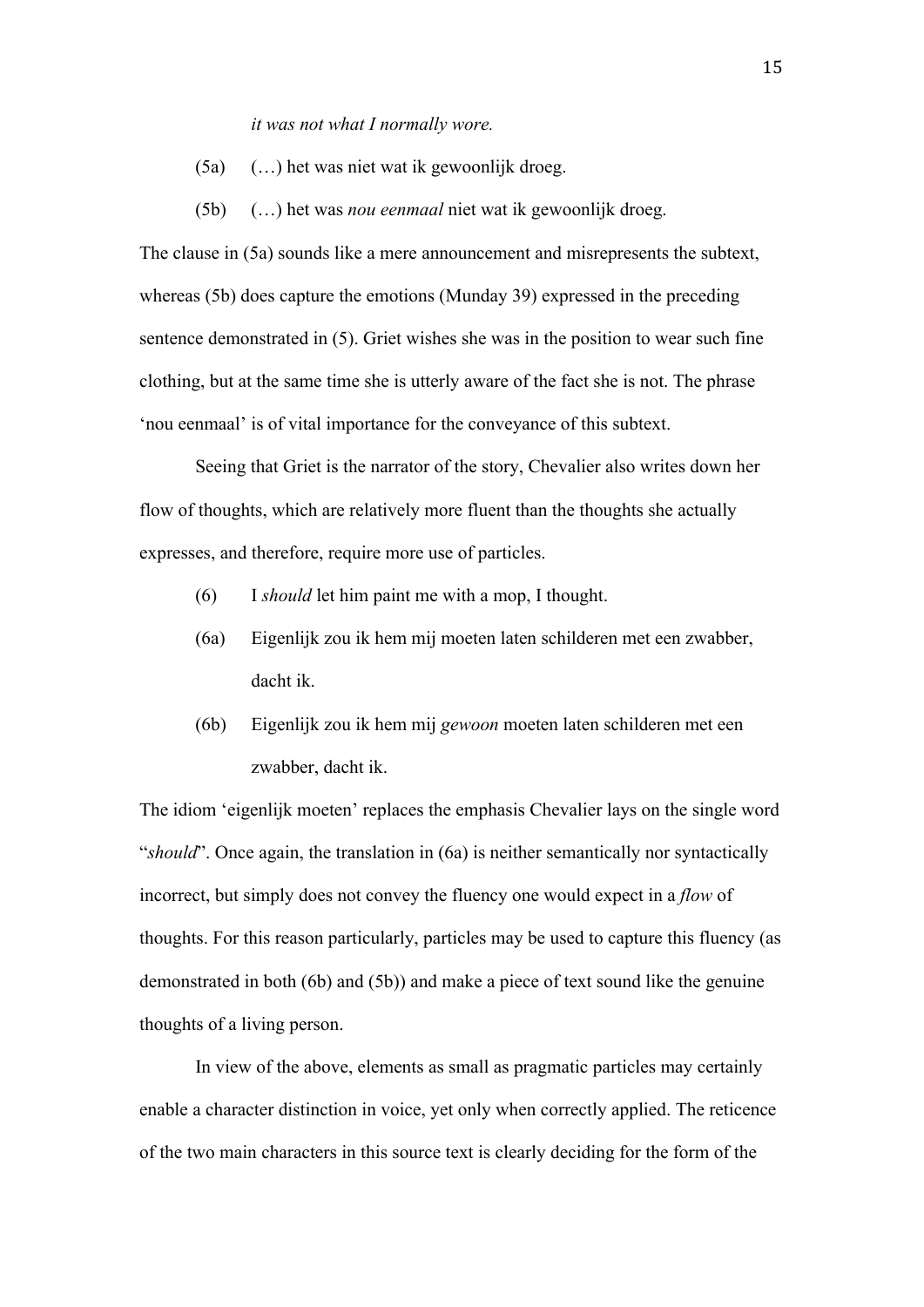*it was not what I normally wore.*

(5a) (…) het was niet wat ik gewoonlijk droeg.

(5b) (…) het was *nou eenmaal* niet wat ik gewoonlijk droeg.

The clause in (5a) sounds like a mere announcement and misrepresents the subtext, whereas (5b) does capture the emotions (Munday 39) expressed in the preceding sentence demonstrated in (5). Griet wishes she was in the position to wear such fine clothing, but at the same time she is utterly aware of the fact she is not. The phrase 'nou eenmaal' is of vital importance for the conveyance of this subtext.

Seeing that Griet is the narrator of the story, Chevalier also writes down her flow of thoughts, which are relatively more fluent than the thoughts she actually expresses, and therefore, require more use of particles.

(6) I *should* let him paint me with a mop, I thought.

(6a) Eigenlijk zou ik hem mij moeten laten schilderen met een zwabber, dacht ik.

(6b) Eigenlijk zou ik hem mij *gewoon* moeten laten schilderen met een zwabber, dacht ik.

The idiom 'eigenlijk moeten' replaces the emphasis Chevalier lays on the single word "*should*". Once again, the translation in (6a) is neither semantically nor syntactically incorrect, but simply does not convey the fluency one would expect in a *flow* of thoughts. For this reason particularly, particles may be used to capture this fluency (as demonstrated in both (6b) and (5b)) and make a piece of text sound like the genuine thoughts of a living person.

In view of the above, elements as small as pragmatic particles may certainly enable a character distinction in voice, yet only when correctly applied. The reticence of the two main characters in this source text is clearly deciding for the form of the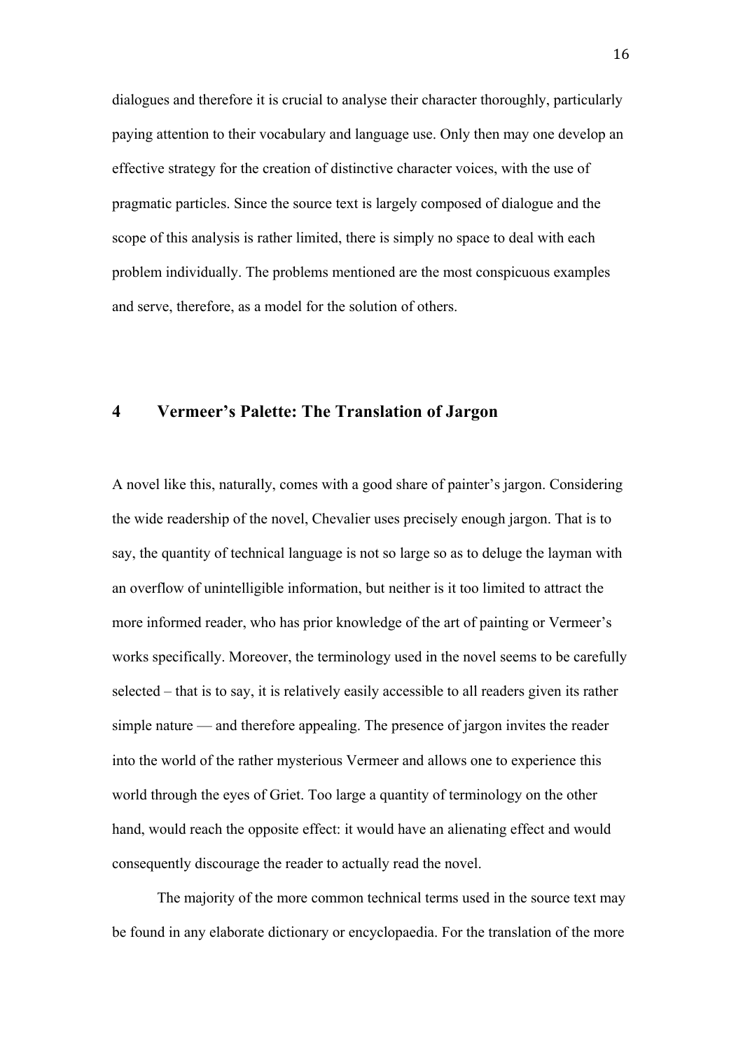dialogues and therefore it is crucial to analyse their character thoroughly, particularly paying attention to their vocabulary and language use. Only then may one develop an effective strategy for the creation of distinctive character voices, with the use of pragmatic particles. Since the source text is largely composed of dialogue and the scope of this analysis is rather limited, there is simply no space to deal with each problem individually. The problems mentioned are the most conspicuous examples and serve, therefore, as a model for the solution of others.

# 4 Vermeer's Palette: The Translation of Jargon

A novel like this, naturally, comes with a good share of painter's jargon. Considering the wide readership of the novel, Chevalier uses precisely enough jargon. That is to say, the quantity of technical language is not so large so as to deluge the layman with an overflow of unintelligible information, but neither is it too limited to attract the more informed reader, who has prior knowledge of the art of painting or Vermeer's works specifically. Moreover, the terminology used in the novel seems to be carefully selected – that is to say, it is relatively easily accessible to all readers given its rather simple nature — and therefore appealing. The presence of jargon invites the reader into the world of the rather mysterious Vermeer and allows one to experience this world through the eyes of Griet. Too large a quantity of terminology on the other hand, would reach the opposite effect: it would have an alienating effect and would consequently discourage the reader to actually read the novel.

The majority of the more common technical terms used in the source text may be found in any elaborate dictionary or encyclopaedia. For the translation of the more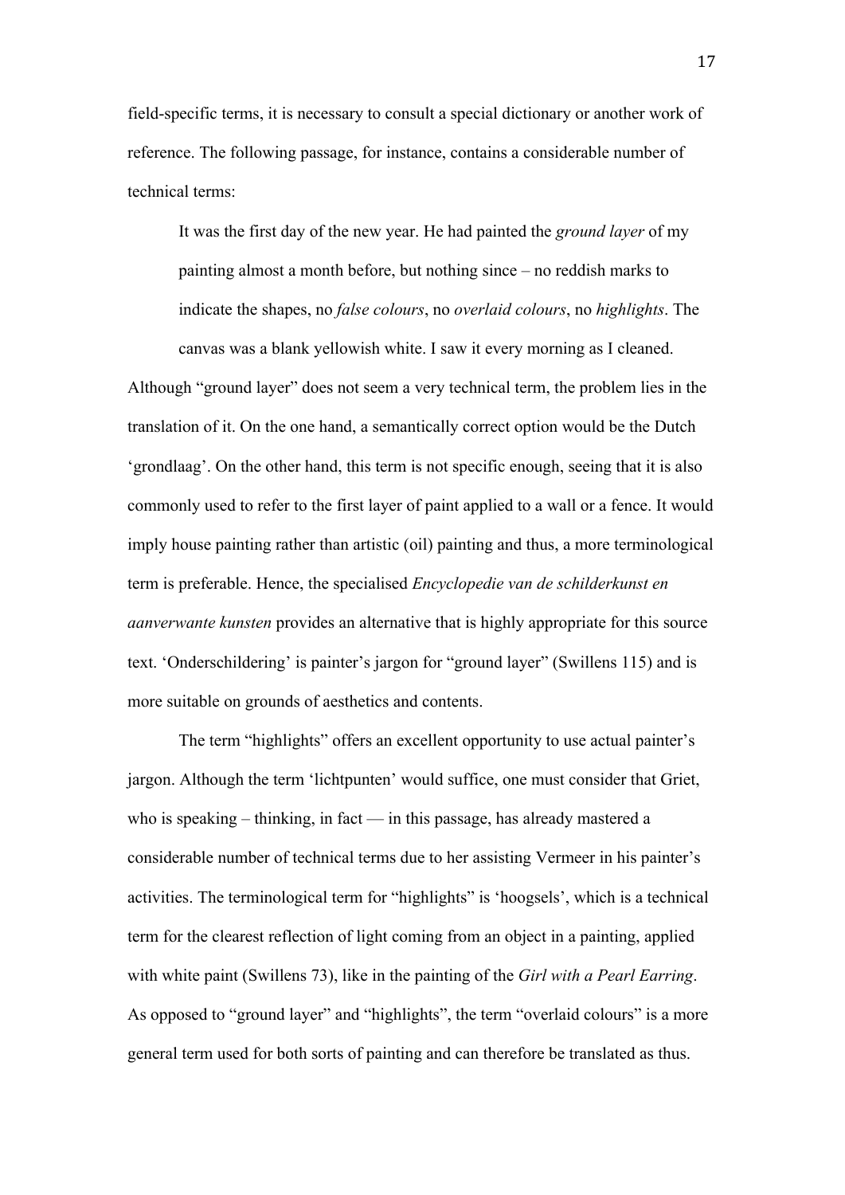field-specific terms, it is necessary to consult a special dictionary or another work of reference. The following passage, for instance, contains a considerable number of technical terms:

> It was the first day of the new year. He had painted the *ground layer* of my painting almost a month before, but nothing since – no reddish marks to indicate the shapes, no *false colours*, no *overlaid colours*, no *highlights*. The canvas was a blank yellowish white. I saw it every morning as I cleaned.

Although "ground layer" does not seem a very technical term, the problem lies in the translation of it. On the one hand, a semantically correct option would be the Dutch 'grondlaag'. On the other hand, this term is not specific enough, seeing that it is also commonly used to refer to the first layer of paint applied to a wall or a fence. It would imply house painting rather than artistic (oil) painting and thus, a more terminological term is preferable. Hence, the specialised *Encyclopedie van de schilderkunst en aanverwante kunsten* provides an alternative that is highly appropriate for this source text. 'Onderschildering' is painter's jargon for "ground layer" (Swillens 115) and is more suitable on grounds of aesthetics and contents.

The term "highlights" offers an excellent opportunity to use actual painter's jargon. Although the term 'lichtpunten' would suffice, one must consider that Griet, who is speaking – thinking, in fact — in this passage, has already mastered a considerable number of technical terms due to her assisting Vermeer in his painter's activities. The terminological term for "highlights" is 'hoogsels', which is a technical term for the clearest reflection of light coming from an object in a painting, applied with white paint (Swillens 73), like in the painting of the *Girl with a Pearl Earring*. As opposed to "ground layer" and "highlights", the term "overlaid colours" is a more general term used for both sorts of painting and can therefore be translated as thus.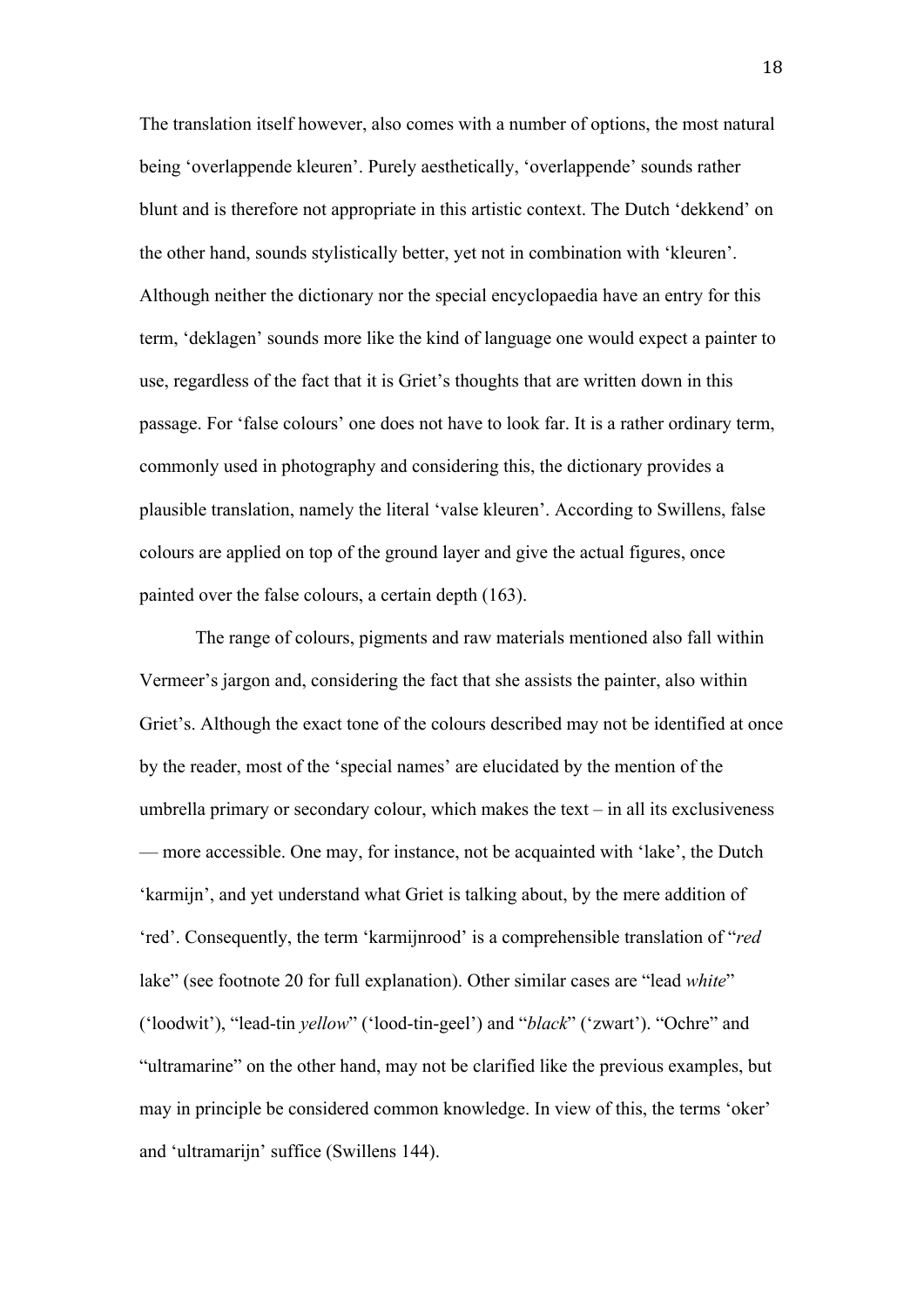The translation itself however, also comes with a number of options, the most natural being 'overlappende kleuren'. Purely aesthetically, 'overlappende' sounds rather blunt and is therefore not appropriate in this artistic context. The Dutch 'dekkend' on the other hand, sounds stylistically better, yet not in combination with 'kleuren'. Although neither the dictionary nor the special encyclopaedia have an entry for this term, 'deklagen' sounds more like the kind of language one would expect a painter to use, regardless of the fact that it is Griet's thoughts that are written down in this passage. For 'false colours' one does not have to look far. It is a rather ordinary term, commonly used in photography and considering this, the dictionary provides a plausible translation, namely the literal 'valse kleuren'. According to Swillens, false colours are applied on top of the ground layer and give the actual figures, once painted over the false colours, a certain depth (163).

The range of colours, pigments and raw materials mentioned also fall within Vermeer's jargon and, considering the fact that she assists the painter, also within Griet's. Although the exact tone of the colours described may not be identified at once by the reader, most of the 'special names' are elucidated by the mention of the umbrella primary or secondary colour, which makes the text – in all its exclusiveness — more accessible. One may, for instance, not be acquainted with 'lake', the Dutch 'karmijn', and yet understand what Griet is talking about, by the mere addition of 'red'. Consequently, the term 'karmijnrood' is a comprehensible translation of "*red* lake" (see footnote 20 for full explanation). Other similar cases are "lead *white*" ('loodwit'), "lead-tin *yellow*" ('lood-tin-geel') and "*black*" ('zwart'). "Ochre" and "ultramarine" on the other hand, may not be clarified like the previous examples, but may in principle be considered common knowledge. In view of this, the terms 'oker' and 'ultramarijn' suffice (Swillens 144).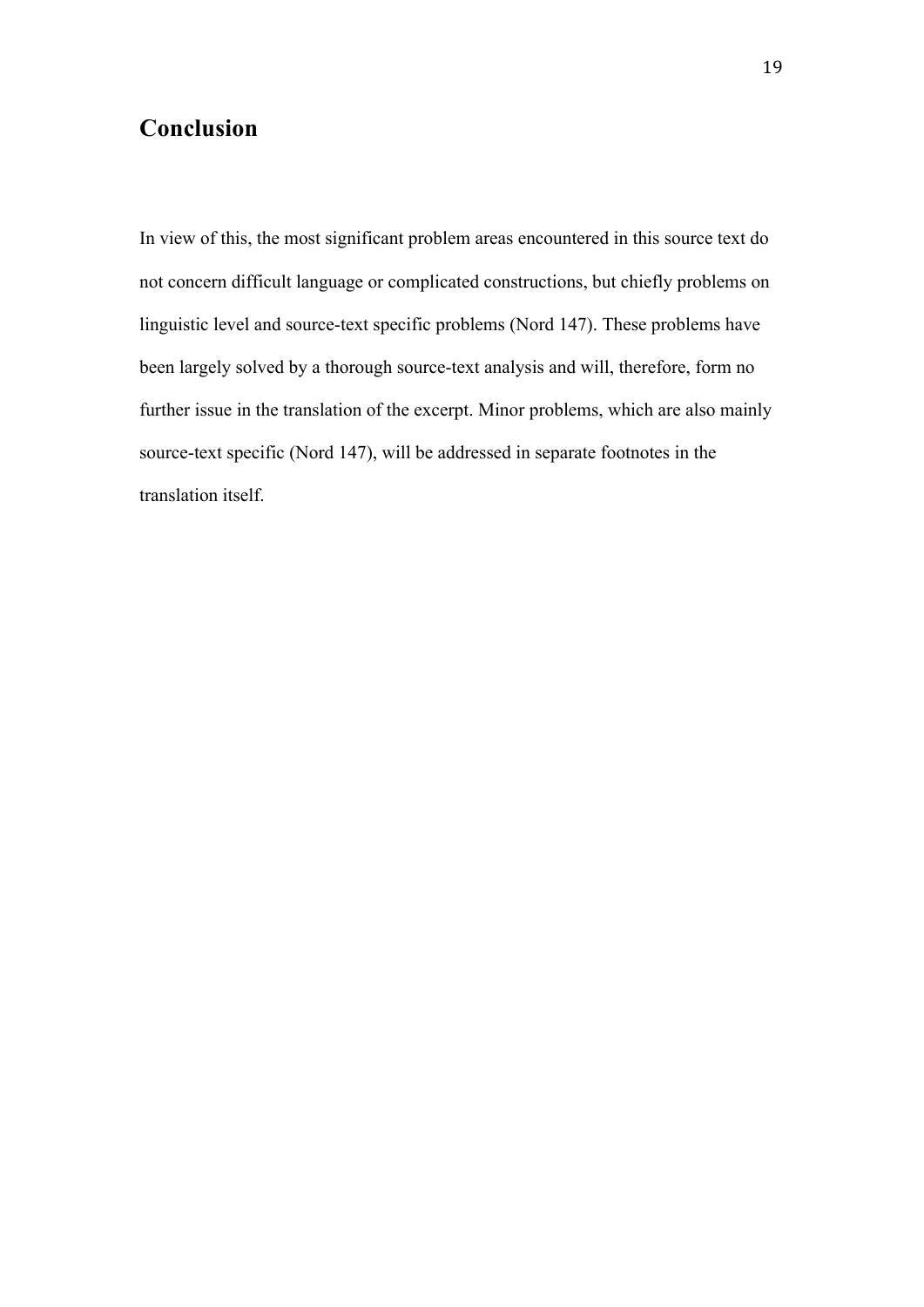## Conclusion

In view of this, the most significant problem areas encountered in this source text do not concern difficult language or complicated constructions, but chiefly problems on linguistic level and source-text specific problems (Nord 147). These problems have been largely solved by a thorough source-text analysis and will, therefore, form no further issue in the translation of the excerpt. Minor problems, which are also mainly source-text specific (Nord 147), will be addressed in separate footnotes in the translation itself.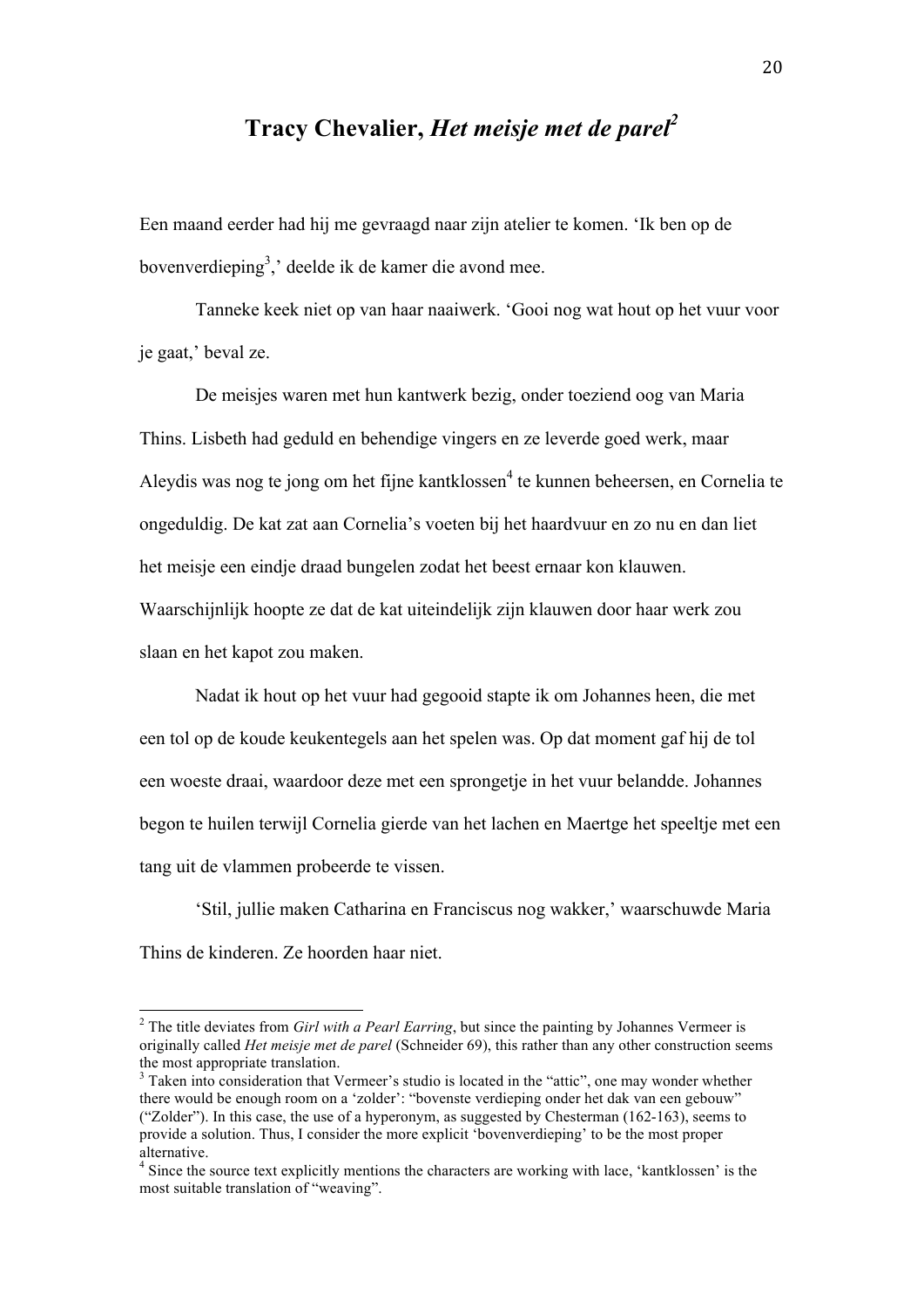# Tracy Chevalier, *Het meisje met de parel*[2]

Een maand eerder had hij me gevraagd naar zijn atelier te komen. ‘Ik ben op de bovenverdieping[3],’ deelde ik de kamer die avond mee.

Tanneke keek niet op van haar naaiwerk. ‘Gooi nog wat hout op het vuur voor je gaat,’ beval ze.

De meisjes waren met hun kantwerk bezig, onder toeziend oog van Maria Thins. Lisbeth had geduld en behendige vingers en ze leverde goed werk, maar Aleydis was nog te jong om het fijne kantklossen[4] te kunnen beheersen, en Cornelia te ongeduldig. De kat zat aan Cornelia’s voeten bij het haardvuur en zo nu en dan liet het meisje een eindje draad bungelen zodat het beest ernaar kon klauwen. Waarschijnlijk hoopte ze dat de kat uiteindelijk zijn klauwen door haar werk zou slaan en het kapot zou maken.

Nadat ik hout op het vuur had gegooid stapte ik om Johannes heen, die met een tol op de koude keukentegels aan het spelen was. Op dat moment gaf hij de tol een woeste draai, waardoor deze met een sprongetje in het vuur belandde. Johannes begon te huilen terwijl Cornelia gierde van het lachen en Maertge het speeltje met een tang uit de vlammen probeerde te vissen.

‘Stil, jullie maken Catharina en Franciscus nog wakker,’ waarschuwde Maria Thins de kinderen. Ze hoorden haar niet.

---

[2] The title deviates from *Girl with a Pearl Earring*, but since the painting by Johannes Vermeer is originally called *Het meisje met de parel* (Schneider 69), this rather than any other construction seems the most appropriate translation.

[3] Taken into consideration that Vermeer’s studio is located in the “attic”, one may wonder whether there would be enough room on a ‘zolder’: “bovenste verdieping onder het dak van een gebouw” (“Zolder”). In this case, the use of a hyperonym, as suggested by Chesterman (162-163), seems to provide a solution. Thus, I consider the more explicit ‘bovenverdieping’ to be the most proper alternative.

[4] Since the source text explicitly mentions the characters are working with lace, ‘kantklossen’ is the most suitable translation of “weaving”.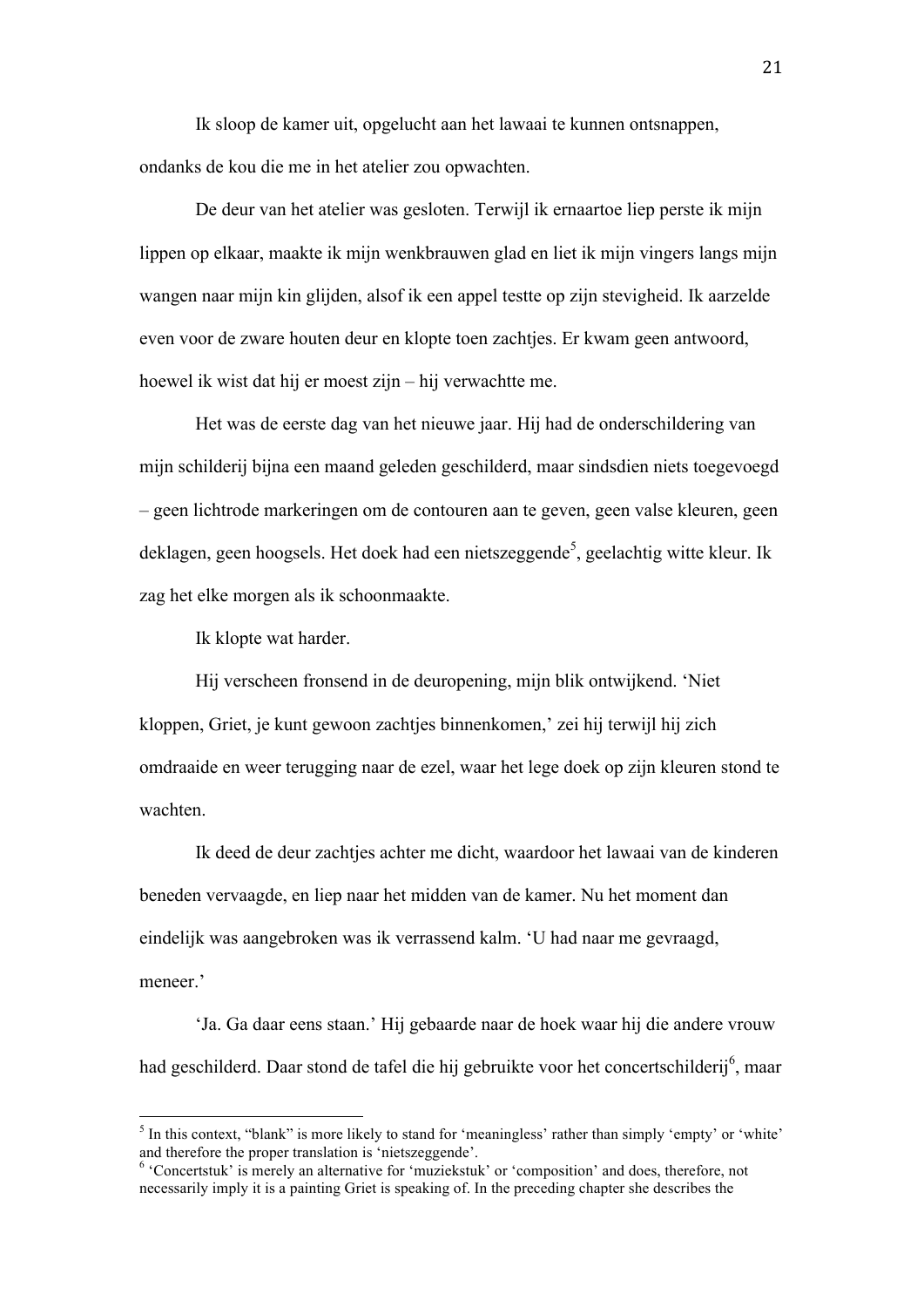Ik sloop de kamer uit, opgelucht aan het lawaai te kunnen ontsnappen, ondanks de kou die me in het atelier zou opwachten.

De deur van het atelier was gesloten. Terwijl ik ernaartoe liep perste ik mijn lippen op elkaar, maakte ik mijn wenkbrauwen glad en liet ik mijn vingers langs mijn wangen naar mijn kin glijden, alsof ik een appel testte op zijn stevigheid. Ik aarzelde even voor de zware houten deur en klopte toen zachtjes. Er kwam geen antwoord, hoewel ik wist dat hij er moest zijn – hij verwachtte me.

Het was de eerste dag van het nieuwe jaar. Hij had de onderschildering van mijn schilderij bijna een maand geleden geschilderd, maar sindsdien niets toegevoegd – geen lichtrode markeringen om de contouren aan te geven, geen valse kleuren, geen deklagen, geen hoogsels. Het doek had een nietszeggende[5], geelachtig witte kleur. Ik zag het elke morgen als ik schoonmaakte.

Ik klopte wat harder.

Hij verscheen fronsend in de deuropening, mijn blik ontwijkend. 'Niet kloppen, Griet, je kunt gewoon zachtjes binnenkomen,' zei hij terwijl hij zich omdraaide en weer terugging naar de ezel, waar het lege doek op zijn kleuren stond te wachten.

Ik deed de deur zachtjes achter me dicht, waardoor het lawaai van de kinderen beneden vervaagde, en liep naar het midden van de kamer. Nu het moment dan eindelijk was aangebroken was ik verrassend kalm. 'U had naar me gevraagd, meneer.'

'Ja. Ga daar eens staan.' Hij gebaarde naar de hoek waar hij die andere vrouw had geschilderd. Daar stond de tafel die hij gebruikte voor het concertschilderij[6], maar

---

[5] In this context, "blank" is more likely to stand for 'meaningless' rather than simply 'empty' or 'white' and therefore the proper translation is 'nietszeggende'.

[6] 'Concertstuk' is merely an alternative for 'muziekstuk' or 'composition' and does, therefore, not necessarily imply it is a painting Griet is speaking of. In the preceding chapter she describes the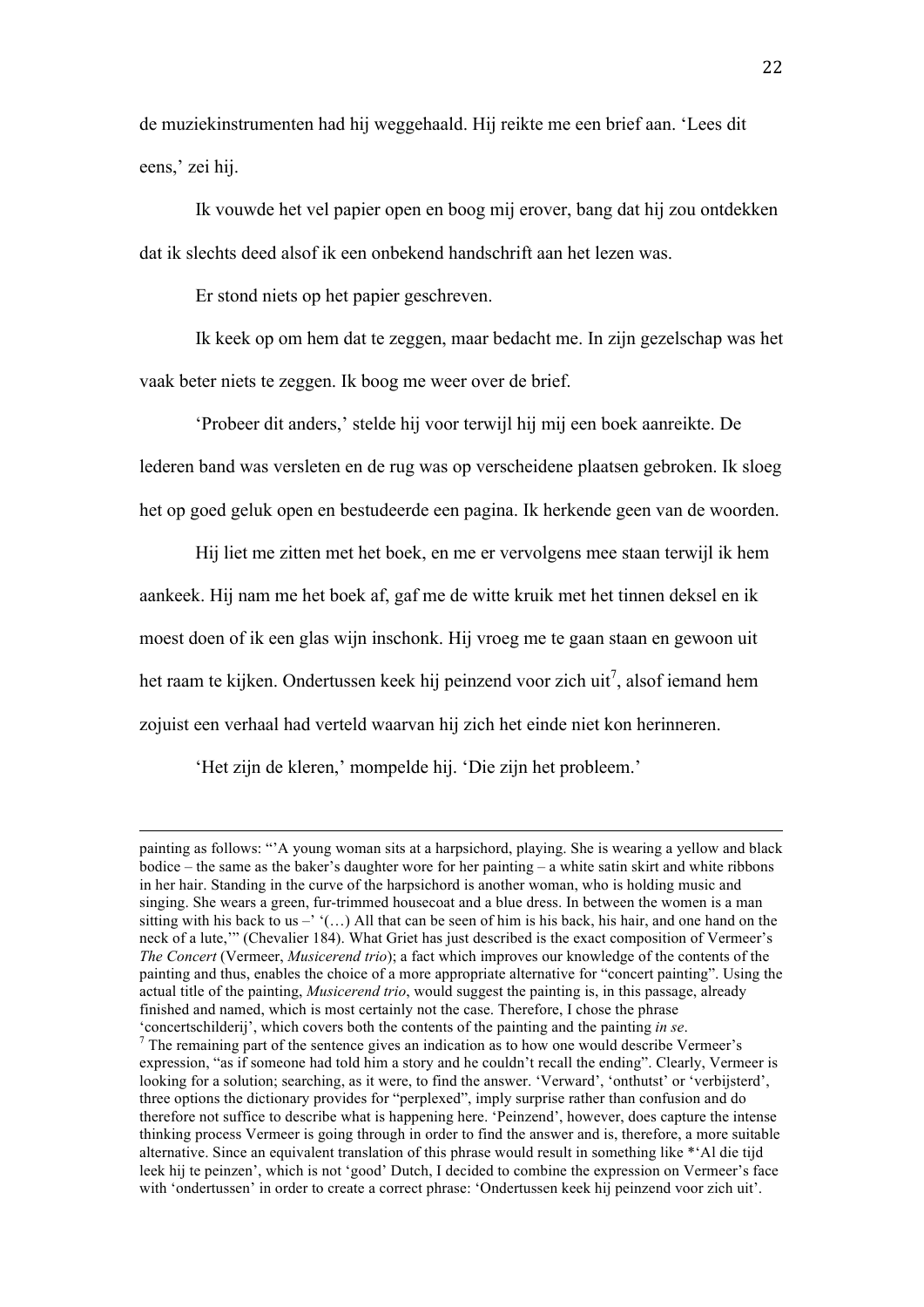de muziekinstrumenten had hij weggehaald. Hij reikte me een brief aan. 'Lees dit eens,' zei hij.

Ik vouwde het vel papier open en boog mij erover, bang dat hij zou ontdekken dat ik slechts deed alsof ik een onbekend handschrift aan het lezen was.

Er stond niets op het papier geschreven.

Ik keek op om hem dat te zeggen, maar bedacht me. In zijn gezelschap was het vaak beter niets te zeggen. Ik boog me weer over de brief.

'Probeer dit anders,' stelde hij voor terwijl hij mij een boek aanreikte. De lederen band was versleten en de rug was op verscheidene plaatsen gebroken. Ik sloeg het op goed geluk open en bestudeerde een pagina. Ik herkende geen van de woorden.

Hij liet me zitten met het boek, en me er vervolgens mee staan terwijl ik hem aankeek. Hij nam me het boek af, gaf me de witte kruik met het tinnen deksel en ik moest doen of ik een glas wijn inschonk. Hij vroeg me te gaan staan en gewoon uit het raam te kijken. Ondertussen keek hij peinzend voor zich uit[7], alsof iemand hem zojuist een verhaal had verteld waarvan hij zich het einde niet kon herinneren.

'Het zijn de kleren,' mompelde hij. 'Die zijn het probleem.'

---

painting as follows: "'A young woman sits at a harpsichord, playing. She is wearing a yellow and black bodice – the same as the baker's daughter wore for her painting – a white satin skirt and white ribbons in her hair. Standing in the curve of the harpsichord is another woman, who is holding music and singing. She wears a green, fur-trimmed housecoat and a blue dress. In between the women is a man sitting with his back to us –' '(…) All that can be seen of him is his back, his hair, and one hand on the neck of a lute,'" (Chevalier 184). What Griet has just described is the exact composition of Vermeer's *The Concert* (Vermeer, *Musicerend trio*); a fact which improves our knowledge of the contents of the painting and thus, enables the choice of a more appropriate alternative for "concert painting". Using the actual title of the painting, *Musicerend trio*, would suggest the painting is, in this passage, already finished and named, which is most certainly not the case. Therefore, I chose the phrase 'concertschilderij', which covers both the contents of the painting and the painting *in se*.

[7] The remaining part of the sentence gives an indication as to how one would describe Vermeer's expression, "as if someone had told him a story and he couldn't recall the ending". Clearly, Vermeer is looking for a solution; searching, as it were, to find the answer. 'Verward', 'onthutst' or 'verbijsterd', three options the dictionary provides for "perplexed", imply surprise rather than confusion and do therefore not suffice to describe what is happening here. 'Peinzend', however, does capture the intense thinking process Vermeer is going through in order to find the answer and is, therefore, a more suitable alternative. Since an equivalent translation of this phrase would result in something like *'Al die tijd leek hij te peinzen', which is not 'good' Dutch, I decided to combine the expression on Vermeer's face with 'ondertussen' in order to create a correct phrase: 'Ondertussen keek hij peinzend voor zich uit'.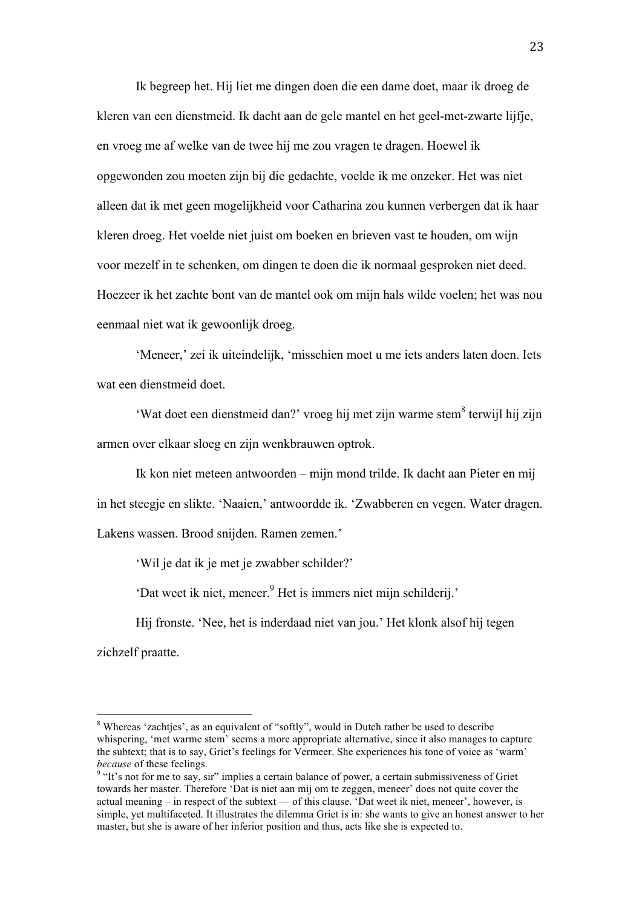Ik begreep het. Hij liet me dingen doen die een dame doet, maar ik droeg de kleren van een dienstmeid. Ik dacht aan de gele mantel en het geel-met-zwarte lijfje, en vroeg me af welke van de twee hij me zou vragen te dragen. Hoewel ik opgewonden zou moeten zijn bij die gedachte, voelde ik me onzeker. Het was niet alleen dat ik met geen mogelijkheid voor Catharina zou kunnen verbergen dat ik haar kleren droeg. Het voelde niet juist om boeken en brieven vast te houden, om wijn voor mezelf in te schenken, om dingen te doen die ik normaal gesproken niet deed. Hoezeer ik het zachte bont van de mantel ook om mijn hals wilde voelen; het was nou eenmaal niet wat ik gewoonlijk droeg.

'Meneer,' zei ik uiteindelijk, 'misschien moet u me iets anders laten doen. Iets wat een dienstmeid doet.

'Wat doet een dienstmeid dan?' vroeg hij met zijn warme stem[8] terwijl hij zijn armen over elkaar sloeg en zijn wenkbrauwen optrok.

Ik kon niet meteen antwoorden – mijn mond trilde. Ik dacht aan Pieter en mij in het steegje en slikte. 'Naaien,' antwoordde ik. 'Zwabberen en vegen. Water dragen. Lakens wassen. Brood snijden. Ramen zemen.'

'Wil je dat ik je met je zwabber schilder?'

'Dat weet ik niet, meneer.[9] Het is immers niet mijn schilderij.'

Hij fronste. 'Nee, het is inderdaad niet van jou.' Het klonk alsof hij tegen zichzelf praatte.

---

[8] Whereas 'zachtjes', as an equivalent of "softly", would in Dutch rather be used to describe whispering, 'met warme stem' seems a more appropriate alternative, since it also manages to capture the subtext; that is to say, Griet's feelings for Vermeer. She experiences his tone of voice as 'warm' *because* of these feelings.

[9] "It's not for me to say, sir" implies a certain balance of power, a certain submissiveness of Griet towards her master. Therefore 'Dat is niet aan mij om te zeggen, meneer' does not quite cover the actual meaning – in respect of the subtext — of this clause. 'Dat weet ik niet, meneer', however, is simple, yet multifaceted. It illustrates the dilemma Griet is in: she wants to give an honest answer to her master, but she is aware of her inferior position and thus, acts like she is expected to.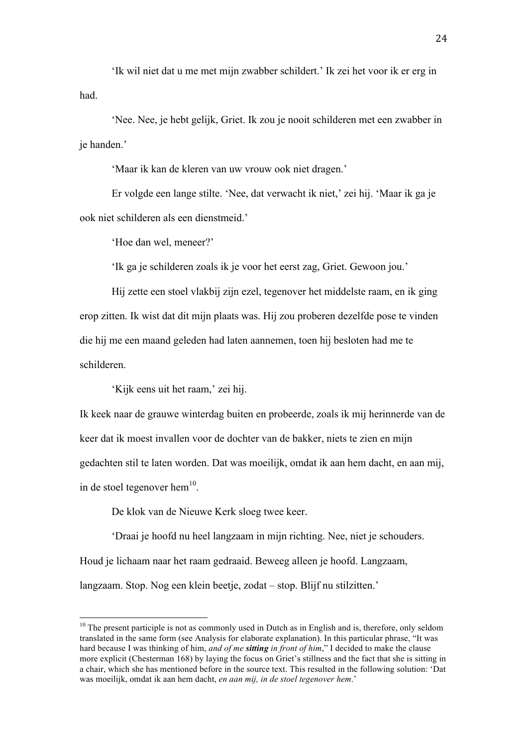'Ik wil niet dat u me met mijn zwabber schildert.' Ik zei het voor ik er erg in had.

'Nee. Nee, je hebt gelijk, Griet. Ik zou je nooit schilderen met een zwabber in je handen.'

'Maar ik kan de kleren van uw vrouw ook niet dragen.'

Er volgde een lange stilte. 'Nee, dat verwacht ik niet,' zei hij. 'Maar ik ga je ook niet schilderen als een dienstmeid.'

'Hoe dan wel, meneer?'

'Ik ga je schilderen zoals ik je voor het eerst zag, Griet. Gewoon jou.'

Hij zette een stoel vlakbij zijn ezel, tegenover het middelste raam, en ik ging erop zitten. Ik wist dat dit mijn plaats was. Hij zou proberen dezelfde pose te vinden die hij me een maand geleden had laten aannemen, toen hij besloten had me te schilderen.

'Kijk eens uit het raam,' zei hij.

Ik keek naar de grauwe winterdag buiten en probeerde, zoals ik mij herinnerde van de keer dat ik moest invallen voor de dochter van de bakker, niets te zien en mijn gedachten stil te laten worden. Dat was moeilijk, omdat ik aan hem dacht, en aan mij, in de stoel tegenover hem[10].

De klok van de Nieuwe Kerk sloeg twee keer.

'Draai je hoofd nu heel langzaam in mijn richting. Nee, niet je schouders. Houd je lichaam naar het raam gedraaid. Beweeg alleen je hoofd. Langzaam, langzaam. Stop. Nog een klein beetje, zodat – stop. Blijf nu stilzitten.'

---

[10] The present participle is not as commonly used in Dutch as in English and is, therefore, only seldom translated in the same form (see Analysis for elaborate explanation). In this particular phrase, "It was hard because I was thinking of him, *and of me **sitting** in front of him*," I decided to make the clause more explicit (Chesterman 168) by laying the focus on Griet's stillness and the fact that she is sitting in a chair, which she has mentioned before in the source text. This resulted in the following solution: 'Dat was moeilijk, omdat ik aan hem dacht, *en aan mij, in de stoel tegenover hem*.'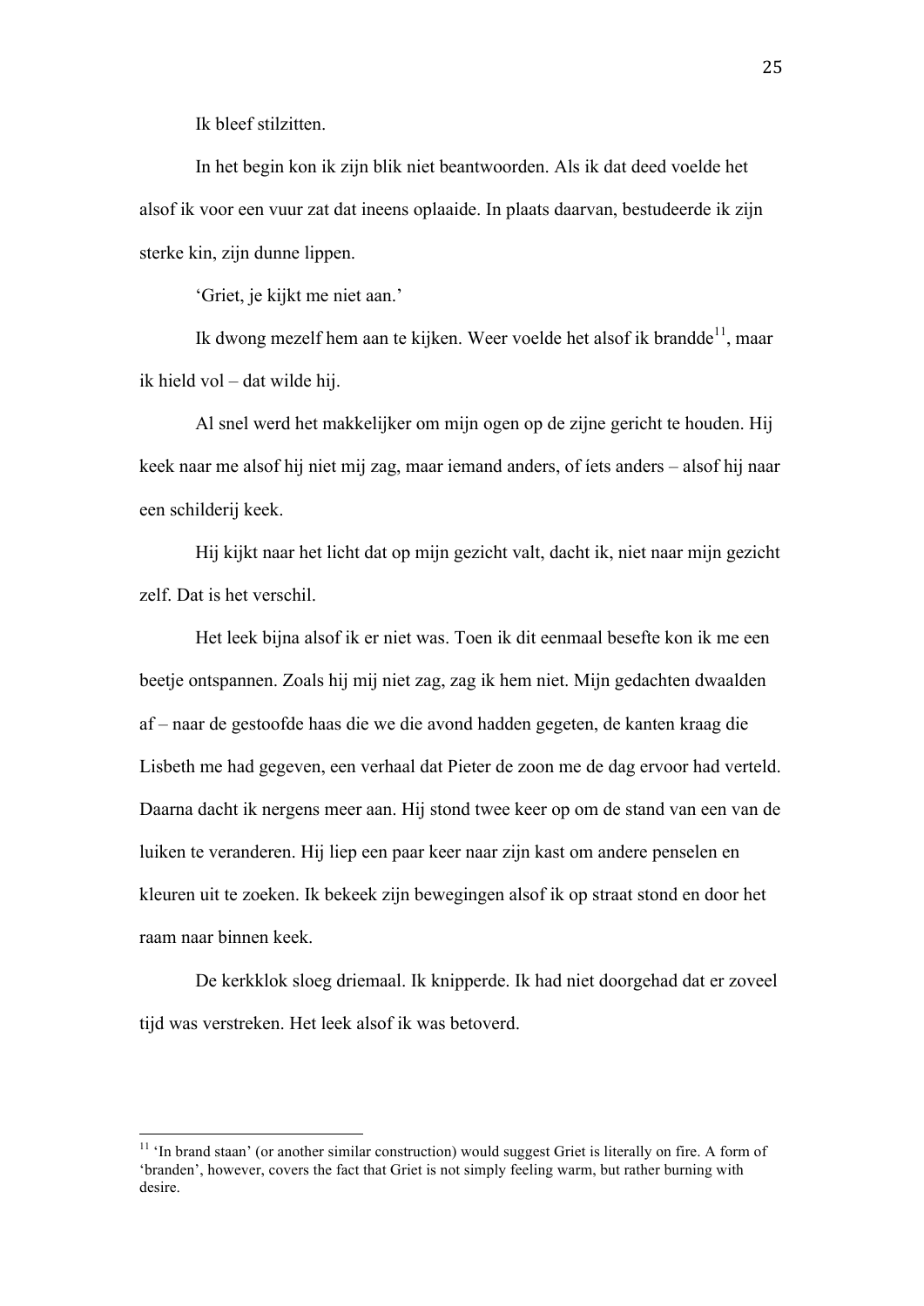Ik bleef stilzitten.

In het begin kon ik zijn blik niet beantwoorden. Als ik dat deed voelde het alsof ik voor een vuur zat dat ineens oplaaide. In plaats daarvan, bestudeerde ik zijn sterke kin, zijn dunne lippen.

‘Griet, je kijkt me niet aan.’

Ik dwong mezelf hem aan te kijken. Weer voelde het alsof ik brandde[11], maar ik hield vol – dat wilde hij.

Al snel werd het makkelijker om mijn ogen op de zijne gericht te houden. Hij keek naar me alsof hij niet mij zag, maar iemand anders, of íets anders – alsof hij naar een schilderij keek.

Hij kijkt naar het licht dat op mijn gezicht valt, dacht ik, niet naar mijn gezicht zelf. Dat is het verschil.

Het leek bijna alsof ik er niet was. Toen ik dit eenmaal besefte kon ik me een beetje ontspannen. Zoals hij mij niet zag, zag ik hem niet. Mijn gedachten dwaalden af – naar de gestoofde haas die we die avond hadden gegeten, de kanten kraag die Lisbeth me had gegeven, een verhaal dat Pieter de zoon me de dag ervoor had verteld. Daarna dacht ik nergens meer aan. Hij stond twee keer op om de stand van een van de luiken te veranderen. Hij liep een paar keer naar zijn kast om andere penselen en kleuren uit te zoeken. Ik bekeek zijn bewegingen alsof ik op straat stond en door het raam naar binnen keek.

De kerkklok sloeg driemaal. Ik knipperde. Ik had niet doorgehad dat er zoveel tijd was verstreken. Het leek alsof ik was betoverd.

---

[11] ‘In brand staan’ (or another similar construction) would suggest Griet is literally on fire. A form of ‘branden’, however, covers the fact that Griet is not simply feeling warm, but rather burning with desire.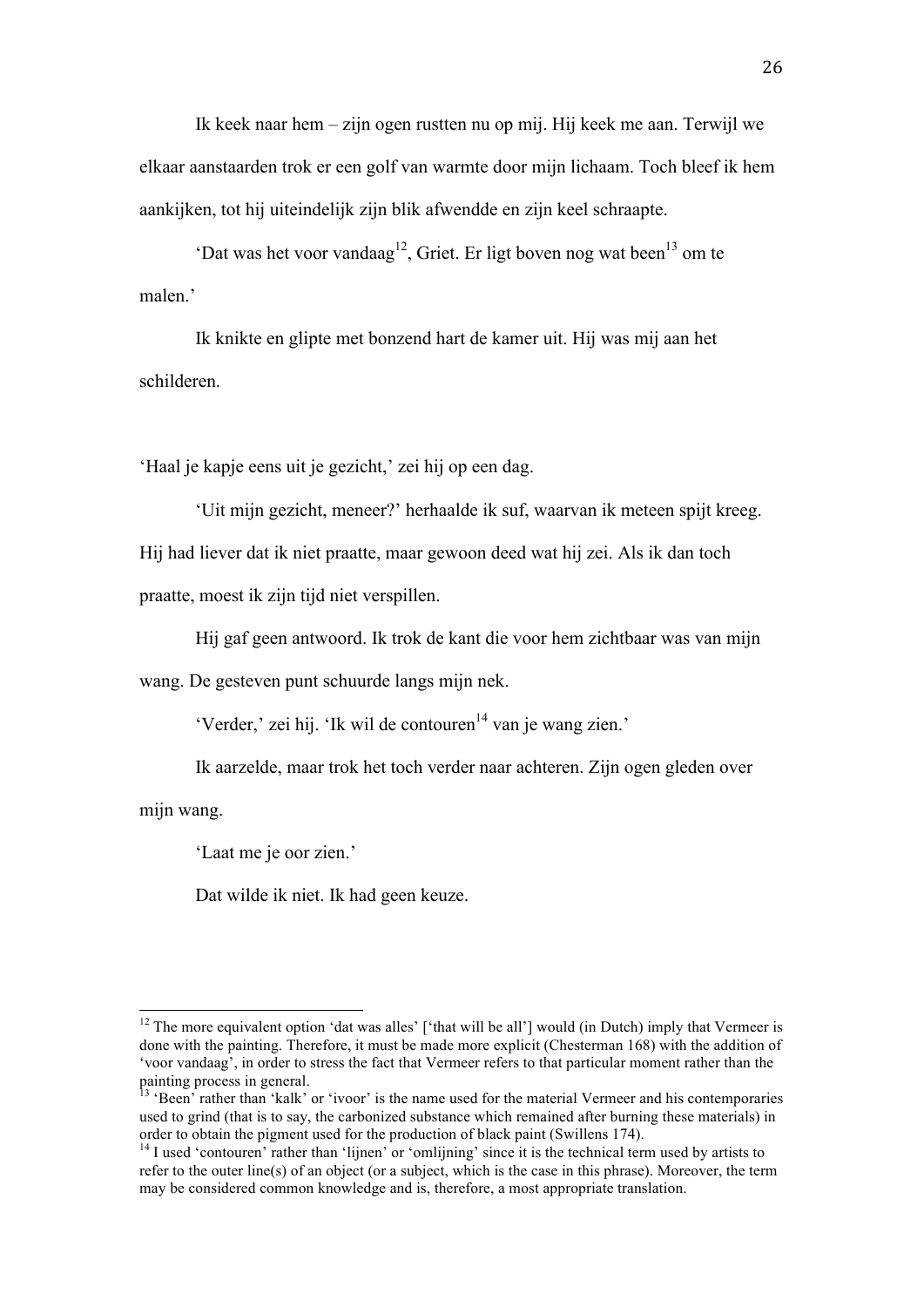Ik keek naar hem – zijn ogen rustten nu op mij. Hij keek me aan. Terwijl we elkaar aanstaarden trok er een golf van warmte door mijn lichaam. Toch bleef ik hem aankijken, tot hij uiteindelijk zijn blik afwendde en zijn keel schraapte.

'Dat was het voor vandaag[12], Griet. Er ligt boven nog wat been[13] om te malen.'

Ik knikte en glipte met bonzend hart de kamer uit. Hij was mij aan het schilderen.

'Haal je kapje eens uit je gezicht,' zei hij op een dag.

'Uit mijn gezicht, meneer?' herhaalde ik suf, waarvan ik meteen spijt kreeg. Hij had liever dat ik niet praatte, maar gewoon deed wat hij zei. Als ik dan toch praatte, moest ik zijn tijd niet verspillen.

Hij gaf geen antwoord. Ik trok de kant die voor hem zichtbaar was van mijn wang. De gesteven punt schuurde langs mijn nek.

'Verder,' zei hij. 'Ik wil de contouren[14] van je wang zien.'

Ik aarzelde, maar trok het toch verder naar achteren. Zijn ogen gleden over mijn wang.

'Laat me je oor zien.'

Dat wilde ik niet. Ik had geen keuze.

---

[12] The more equivalent option 'dat was alles' ['that will be all'] would (in Dutch) imply that Vermeer is done with the painting. Therefore, it must be made more explicit (Chesterman 168) with the addition of 'voor vandaag', in order to stress the fact that Vermeer refers to that particular moment rather than the painting process in general.

[13] 'Been' rather than 'kalk' or 'ivoor' is the name used for the material Vermeer and his contemporaries used to grind (that is to say, the carbonized substance which remained after burning these materials) in order to obtain the pigment used for the production of black paint (Swillens 174).

[14] I used 'contouren' rather than 'lijnen' or 'omlijning' since it is the technical term used by artists to refer to the outer line(s) of an object (or a subject, which is the case in this phrase). Moreover, the term may be considered common knowledge and is, therefore, a most appropriate translation.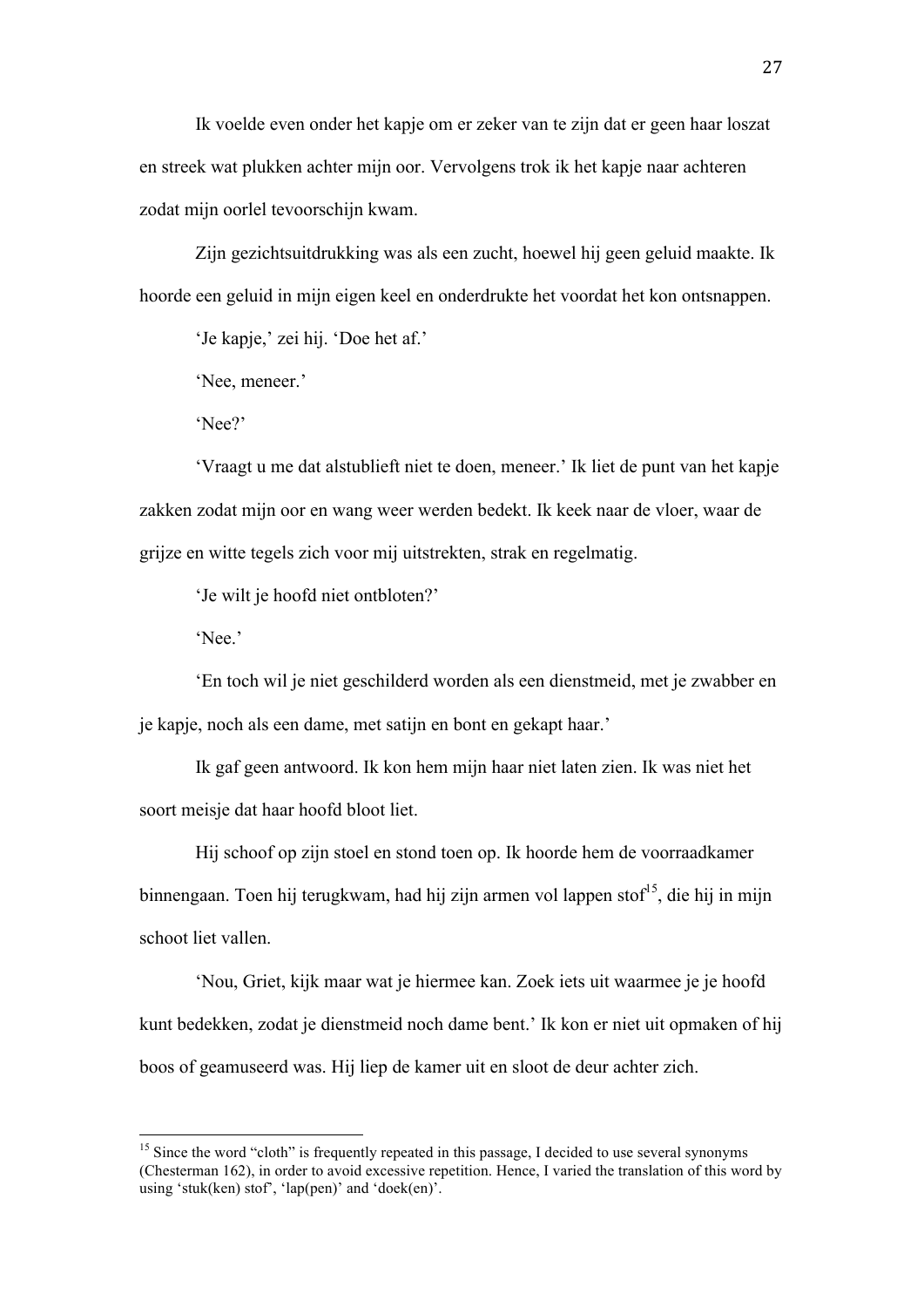Ik voelde even onder het kapje om er zeker van te zijn dat er geen haar loszat en streek wat plukken achter mijn oor. Vervolgens trok ik het kapje naar achteren zodat mijn oorlel tevoorschijn kwam.

Zijn gezichtsuitdrukking was als een zucht, hoewel hij geen geluid maakte. Ik hoorde een geluid in mijn eigen keel en onderdrukte het voordat het kon ontsnappen.

'Je kapje,' zei hij. 'Doe het af.'

'Nee, meneer.'

'Nee?'

'Vraagt u me dat alstublieft niet te doen, meneer.' Ik liet de punt van het kapje zakken zodat mijn oor en wang weer werden bedekt. Ik keek naar de vloer, waar de grijze en witte tegels zich voor mij uitstrekten, strak en regelmatig.

'Je wilt je hoofd niet ontbloten?'

'Nee.'

'En toch wil je niet geschilderd worden als een dienstmeid, met je zwabber en je kapje, noch als een dame, met satijn en bont en gekapt haar.'

Ik gaf geen antwoord. Ik kon hem mijn haar niet laten zien. Ik was niet het soort meisje dat haar hoofd bloot liet.

Hij schoof op zijn stoel en stond toen op. Ik hoorde hem de voorraadkamer binnengaan. Toen hij terugkwam, had hij zijn armen vol lappen stof[15], die hij in mijn schoot liet vallen.

'Nou, Griet, kijk maar wat je hiermee kan. Zoek iets uit waarmee je je hoofd kunt bedekken, zodat je dienstmeid noch dame bent.' Ik kon er niet uit opmaken of hij boos of geamuseerd was. Hij liep de kamer uit en sloot de deur achter zich.

---

[15] Since the word "cloth" is frequently repeated in this passage, I decided to use several synonyms (Chesterman 162), in order to avoid excessive repetition. Hence, I varied the translation of this word by using 'stuk(ken) stof', 'lap(pen)' and 'doek(en)'.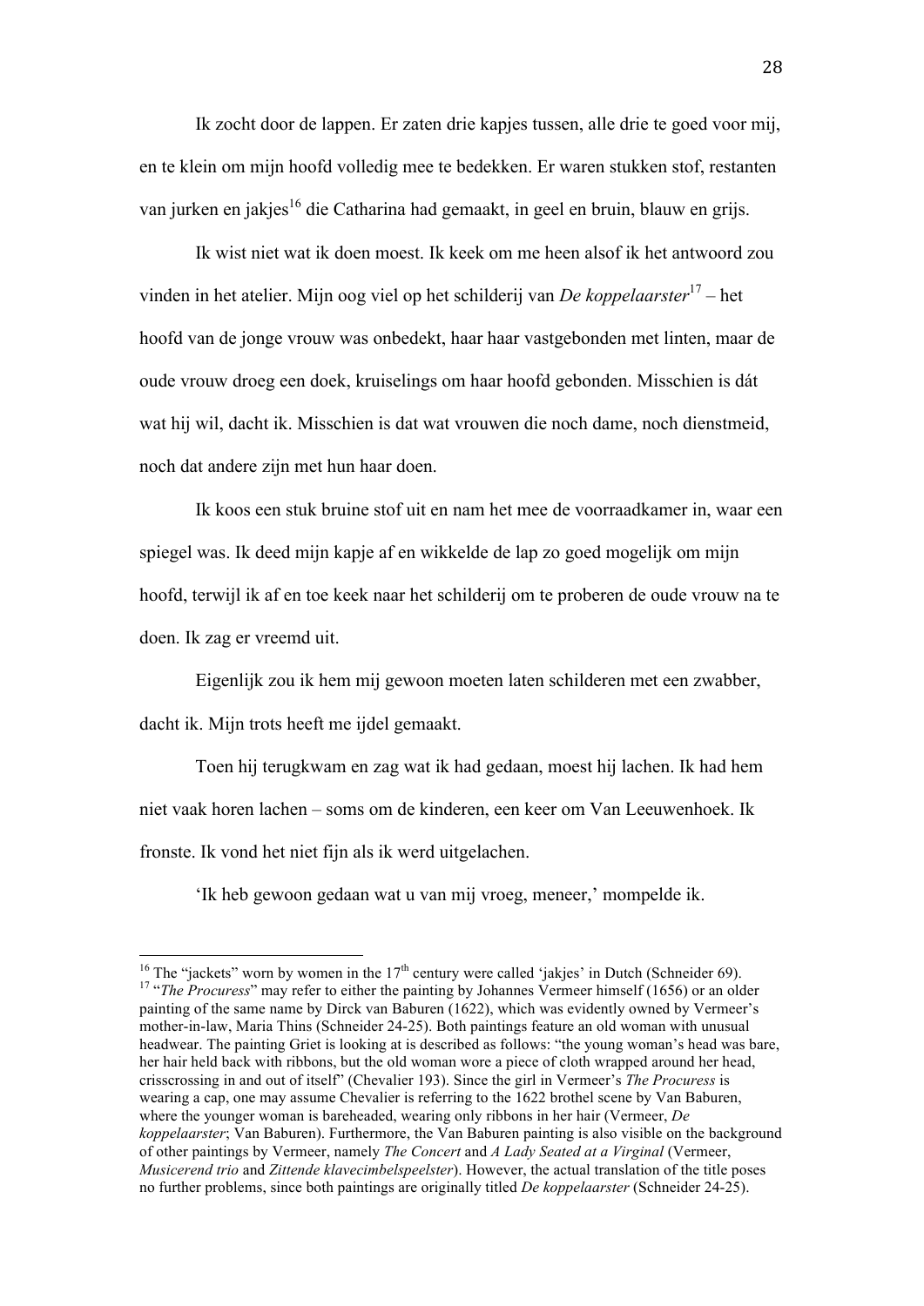Ik zocht door de lappen. Er zaten drie kapjes tussen, alle drie te goed voor mij, en te klein om mijn hoofd volledig mee te bedekken. Er waren stukken stof, restanten van jurken en jakjes[16] die Catharina had gemaakt, in geel en bruin, blauw en grijs.

Ik wist niet wat ik doen moest. Ik keek om me heen alsof ik het antwoord zou vinden in het atelier. Mijn oog viel op het schilderij van *De koppelaarster*[17] – het hoofd van de jonge vrouw was onbedekt, haar haar vastgebonden met linten, maar de oude vrouw droeg een doek, kruiselings om haar hoofd gebonden. Misschien is dát wat hij wil, dacht ik. Misschien is dat wat vrouwen die noch dame, noch dienstmeid, noch dat andere zijn met hun haar doen.

Ik koos een stuk bruine stof uit en nam het mee de voorraadkamer in, waar een spiegel was. Ik deed mijn kapje af en wikkelde de lap zo goed mogelijk om mijn hoofd, terwijl ik af en toe keek naar het schilderij om te proberen de oude vrouw na te doen. Ik zag er vreemd uit.

Eigenlijk zou ik hem mij gewoon moeten laten schilderen met een zwabber, dacht ik. Mijn trots heeft me ijdel gemaakt.

Toen hij terugkwam en zag wat ik had gedaan, moest hij lachen. Ik had hem niet vaak horen lachen – soms om de kinderen, een keer om Van Leeuwenhoek. Ik fronste. Ik vond het niet fijn als ik werd uitgelachen.

'Ik heb gewoon gedaan wat u van mij vroeg, meneer,' mompelde ik.

---

[16] The "jackets" worn by women in the 17th century were called 'jakjes' in Dutch (Schneider 69).

[17] "*The Procuress*" may refer to either the painting by Johannes Vermeer himself (1656) or an older painting of the same name by Dirck van Baburen (1622), which was evidently owned by Vermeer's mother-in-law, Maria Thins (Schneider 24-25). Both paintings feature an old woman with unusual headwear. The painting Griet is looking at is described as follows: "the young woman's head was bare, her hair held back with ribbons, but the old woman wore a piece of cloth wrapped around her head, crisscrossing in and out of itself" (Chevalier 193). Since the girl in Vermeer's *The Procuress* is wearing a cap, one may assume Chevalier is referring to the 1622 brothel scene by Van Baburen, where the younger woman is bareheaded, wearing only ribbons in her hair (Vermeer, *De koppelaarster*; Van Baburen). Furthermore, the Van Baburen painting is also visible on the background of other paintings by Vermeer, namely *The Concert* and *A Lady Seated at a Virginal* (Vermeer, *Musicerend trio* and *Zittende klavecimbelspeelster*). However, the actual translation of the title poses no further problems, since both paintings are originally titled *De koppelaarster* (Schneider 24-25).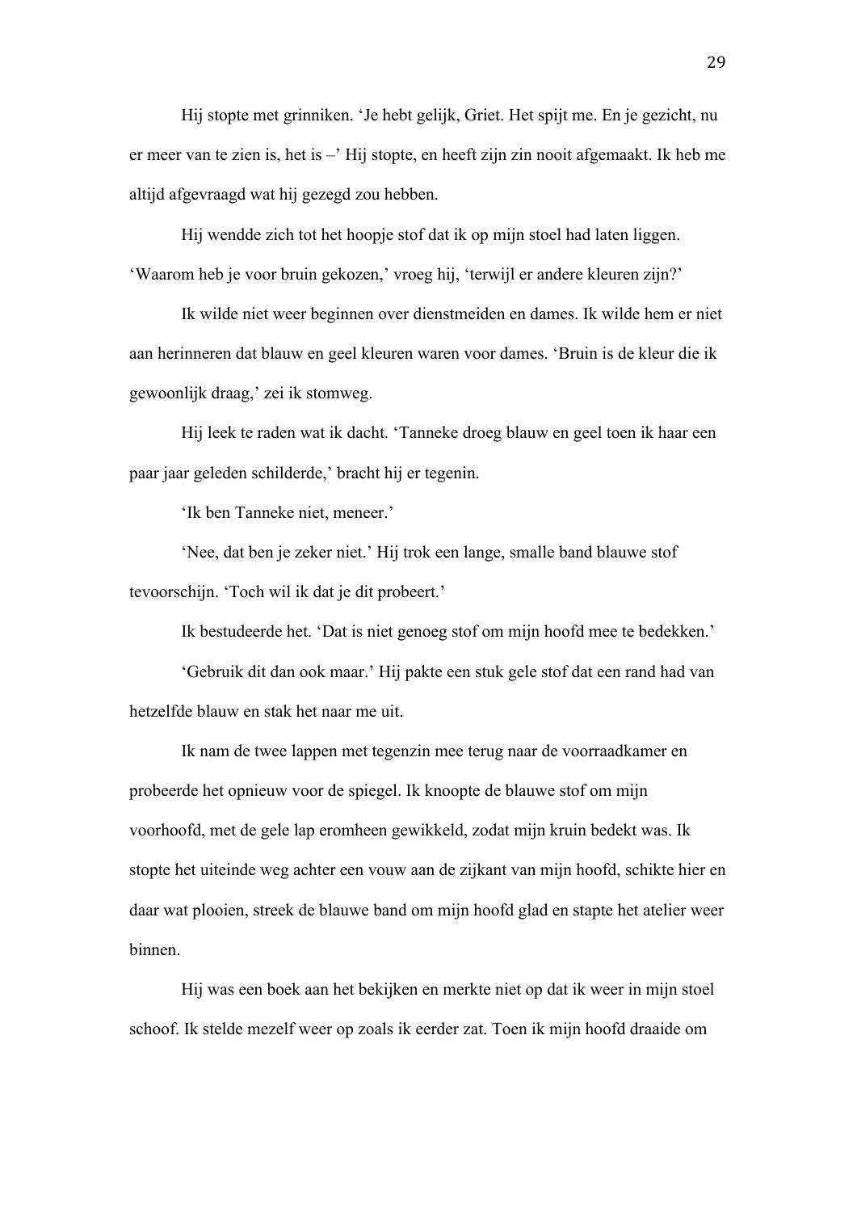Hij stopte met grinniken. ‘Je hebt gelijk, Griet. Het spijt me. En je gezicht, nu er meer van te zien is, het is –’ Hij stopte, en heeft zijn zin nooit afgemaakt. Ik heb me altijd afgevraagd wat hij gezegd zou hebben.

Hij wendde zich tot het hoopje stof dat ik op mijn stoel had laten liggen. ‘Waarom heb je voor bruin gekozen,’ vroeg hij, ‘terwijl er andere kleuren zijn?’

Ik wilde niet weer beginnen over dienstmeiden en dames. Ik wilde hem er niet aan herinneren dat blauw en geel kleuren waren voor dames. ‘Bruin is de kleur die ik gewoonlijk draag,’ zei ik stomweg.

Hij leek te raden wat ik dacht. ‘Tanneke droeg blauw en geel toen ik haar een paar jaar geleden schilderde,’ bracht hij er tegenin.

‘Ik ben Tanneke niet, meneer.’

‘Nee, dat ben je zeker niet.’ Hij trok een lange, smalle band blauwe stof tevoorschijn. ‘Toch wil ik dat je dit probeert.’

Ik bestudeerde het. ‘Dat is niet genoeg stof om mijn hoofd mee te bedekken.’

‘Gebruik dit dan ook maar.’ Hij pakte een stuk gele stof dat een rand had van hetzelfde blauw en stak het naar me uit.

Ik nam de twee lappen met tegenzin mee terug naar de voorraadkamer en probeerde het opnieuw voor de spiegel. Ik knoopte de blauwe stof om mijn voorhoofd, met de gele lap eromheen gewikkeld, zodat mijn kruin bedekt was. Ik stopte het uiteinde weg achter een vouw aan de zijkant van mijn hoofd, schikte hier en daar wat plooien, streek de blauwe band om mijn hoofd glad en stapte het atelier weer binnen.

Hij was een boek aan het bekijken en merkte niet op dat ik weer in mijn stoel schoof. Ik stelde mezelf weer op zoals ik eerder zat. Toen ik mijn hoofd draaide om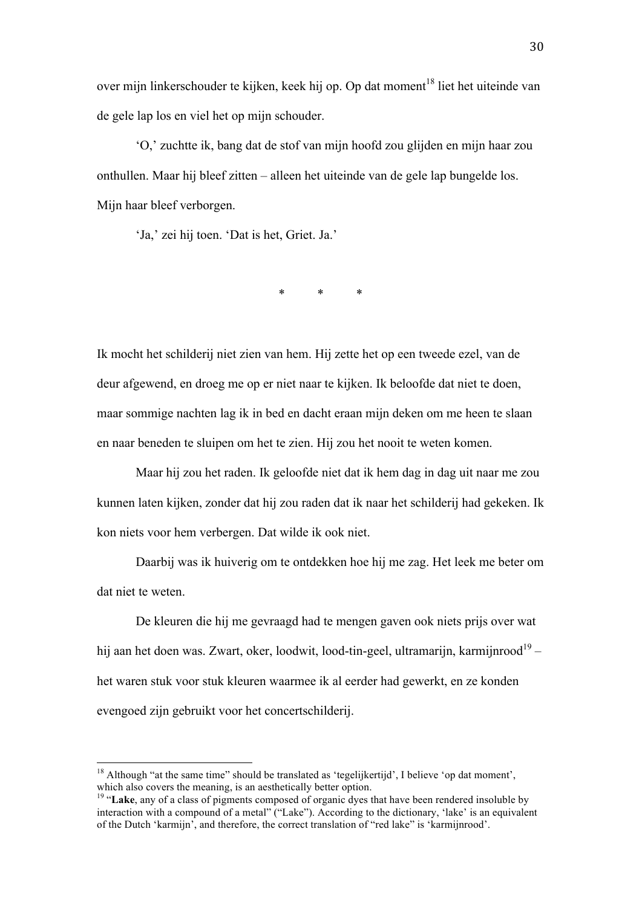over mijn linkerschouder te kijken, keek hij op. Op dat moment[18] liet het uiteinde van de gele lap los en viel het op mijn schouder.

‘O,’ zuchtte ik, bang dat de stof van mijn hoofd zou glijden en mijn haar zou onthullen. Maar hij bleef zitten – alleen het uiteinde van de gele lap bungelde los. Mijn haar bleef verborgen.

‘Ja,’ zei hij toen. ‘Dat is het, Griet. Ja.’

\* \* \*

Ik mocht het schilderij niet zien van hem. Hij zette het op een tweede ezel, van de deur afgewend, en droeg me op er niet naar te kijken. Ik beloofde dat niet te doen, maar sommige nachten lag ik in bed en dacht eraan mijn deken om me heen te slaan en naar beneden te sluipen om het te zien. Hij zou het nooit te weten komen.

Maar hij zou het raden. Ik geloofde niet dat ik hem dag in dag uit naar me zou kunnen laten kijken, zonder dat hij zou raden dat ik naar het schilderij had gekeken. Ik kon niets voor hem verbergen. Dat wilde ik ook niet.

Daarbij was ik huiverig om te ontdekken hoe hij me zag. Het leek me beter om dat niet te weten.

De kleuren die hij me gevraagd had te mengen gaven ook niets prijs over wat hij aan het doen was. Zwart, oker, loodwit, lood-tin-geel, ultramarijn, karmijnrood[19] – het waren stuk voor stuk kleuren waarmee ik al eerder had gewerkt, en ze konden evengoed zijn gebruikt voor het concertschilderij.

---

[18] Although “at the same time” should be translated as ‘tegelijkertijd’, I believe ‘op dat moment’, which also covers the meaning, is an aesthetically better option.

[19] “**Lake**, any of a class of pigments composed of organic dyes that have been rendered insoluble by interaction with a compound of a metal” (“Lake”). According to the dictionary, ‘lake’ is an equivalent of the Dutch ‘karmijn’, and therefore, the correct translation of “red lake” is ‘karmijnrood’.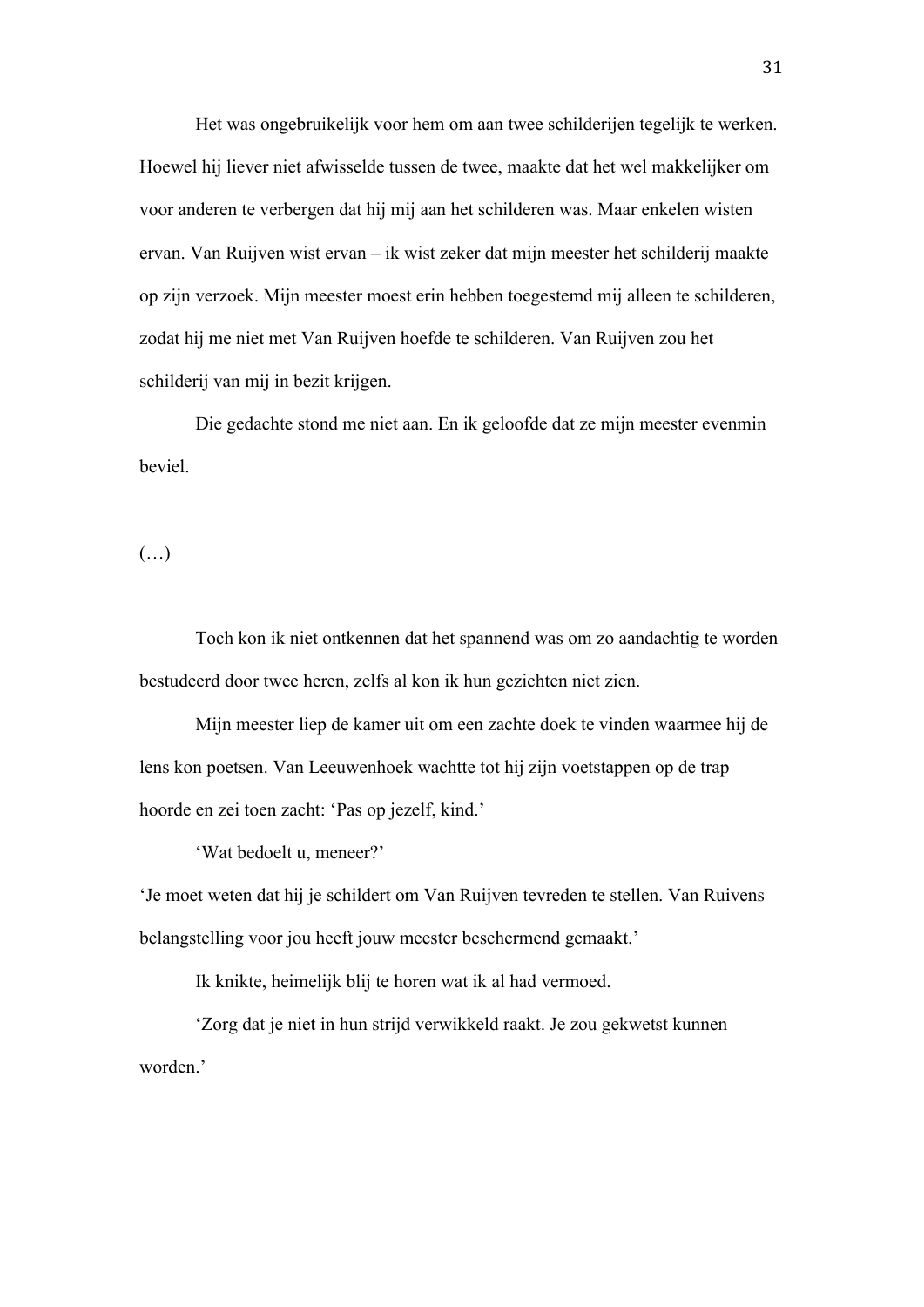Het was ongebruikelijk voor hem om aan twee schilderijen tegelijk te werken. Hoewel hij liever niet afwisselde tussen de twee, maakte dat het wel makkelijker om voor anderen te verbergen dat hij mij aan het schilderen was. Maar enkelen wisten ervan. Van Ruijven wist ervan – ik wist zeker dat mijn meester het schilderij maakte op zijn verzoek. Mijn meester moest erin hebben toegestemd mij alleen te schilderen, zodat hij me niet met Van Ruijven hoefde te schilderen. Van Ruijven zou het schilderij van mij in bezit krijgen.

Die gedachte stond me niet aan. En ik geloofde dat ze mijn meester evenmin beviel.

(…)

Toch kon ik niet ontkennen dat het spannend was om zo aandachtig te worden bestudeerd door twee heren, zelfs al kon ik hun gezichten niet zien.

Mijn meester liep de kamer uit om een zachte doek te vinden waarmee hij de lens kon poetsen. Van Leeuwenhoek wachtte tot hij zijn voetstappen op de trap hoorde en zei toen zacht: 'Pas op jezelf, kind.'

'Wat bedoelt u, meneer?'

'Je moet weten dat hij je schildert om Van Ruijven tevreden te stellen. Van Ruivens belangstelling voor jou heeft jouw meester beschermend gemaakt.'

Ik knikte, heimelijk blij te horen wat ik al had vermoed.

'Zorg dat je niet in hun strijd verwikkeld raakt. Je zou gekwetst kunnen worden.'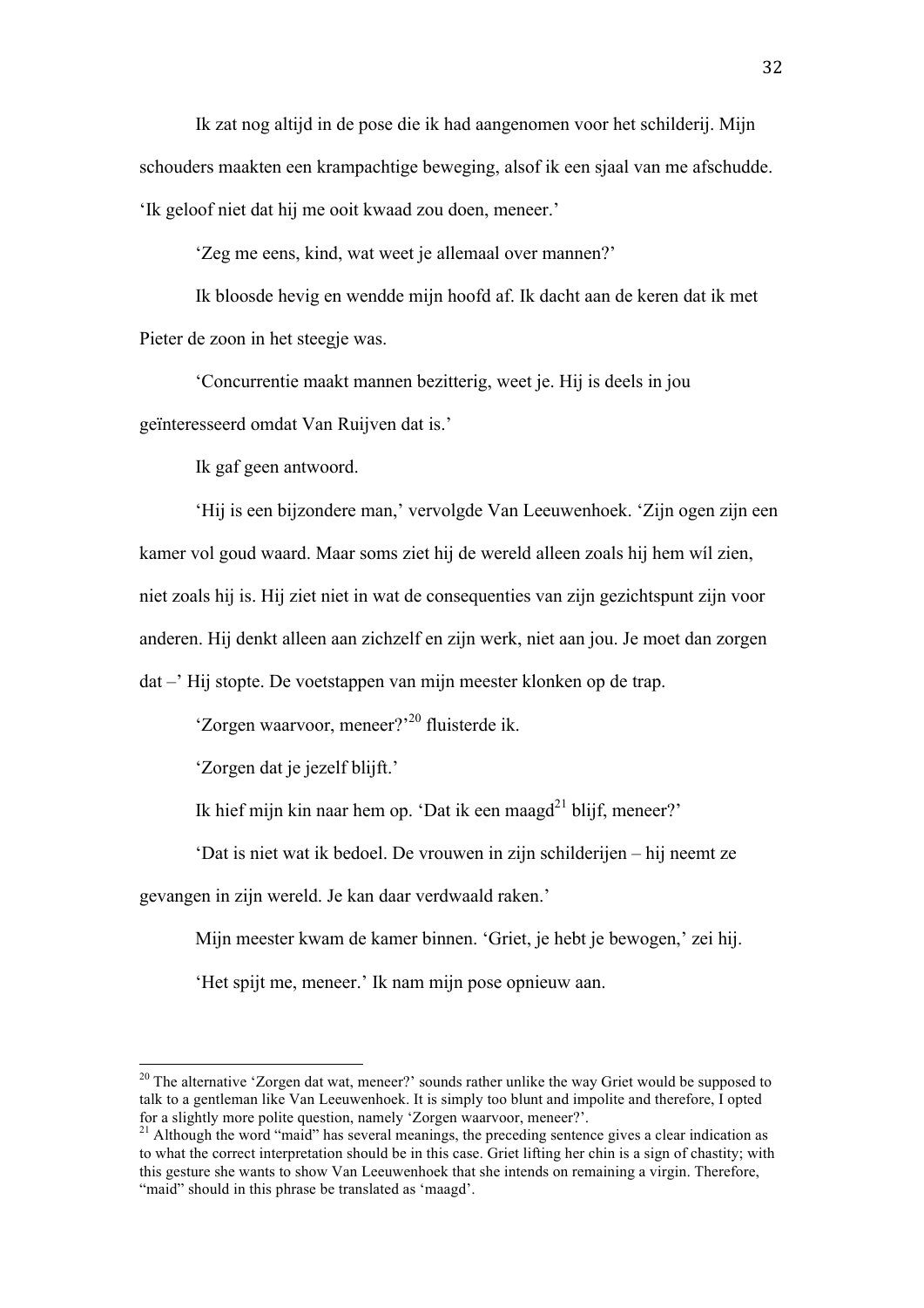Ik zat nog altijd in de pose die ik had aangenomen voor het schilderij. Mijn schouders maakten een krampachtige beweging, alsof ik een sjaal van me afschudde. 'Ik geloof niet dat hij me ooit kwaad zou doen, meneer.'

'Zeg me eens, kind, wat weet je allemaal over mannen?'

Ik bloosde hevig en wendde mijn hoofd af. Ik dacht aan de keren dat ik met Pieter de zoon in het steegje was.

'Concurrentie maakt mannen bezitterig, weet je. Hij is deels in jou geïnteresseerd omdat Van Ruijven dat is.'

Ik gaf geen antwoord.

'Hij is een bijzondere man,' vervolgde Van Leeuwenhoek. 'Zijn ogen zijn een kamer vol goud waard. Maar soms ziet hij de wereld alleen zoals hij hem wíl zien, niet zoals hij is. Hij ziet niet in wat de consequenties van zijn gezichtspunt zijn voor anderen. Hij denkt alleen aan zichzelf en zijn werk, niet aan jou. Je moet dan zorgen dat –' Hij stopte. De voetstappen van mijn meester klonken op de trap.

'Zorgen waarvoor, meneer?'[20] fluisterde ik.

'Zorgen dat je jezelf blijft.'

Ik hief mijn kin naar hem op. 'Dat ik een maagd[21] blijf, meneer?'

'Dat is niet wat ik bedoel. De vrouwen in zijn schilderijen – hij neemt ze gevangen in zijn wereld. Je kan daar verdwaald raken.'

Mijn meester kwam de kamer binnen. 'Griet, je hebt je bewogen,' zei hij.

'Het spijt me, meneer.' Ik nam mijn pose opnieuw aan.

---

[20] The alternative 'Zorgen dat wat, meneer?' sounds rather unlike the way Griet would be supposed to talk to a gentleman like Van Leeuwenhoek. It is simply too blunt and impolite and therefore, I opted for a slightly more polite question, namely 'Zorgen waarvoor, meneer?'.

[21] Although the word "maid" has several meanings, the preceding sentence gives a clear indication as to what the correct interpretation should be in this case. Griet lifting her chin is a sign of chastity; with this gesture she wants to show Van Leeuwenhoek that she intends on remaining a virgin. Therefore, "maid" should in this phrase be translated as 'maagd'.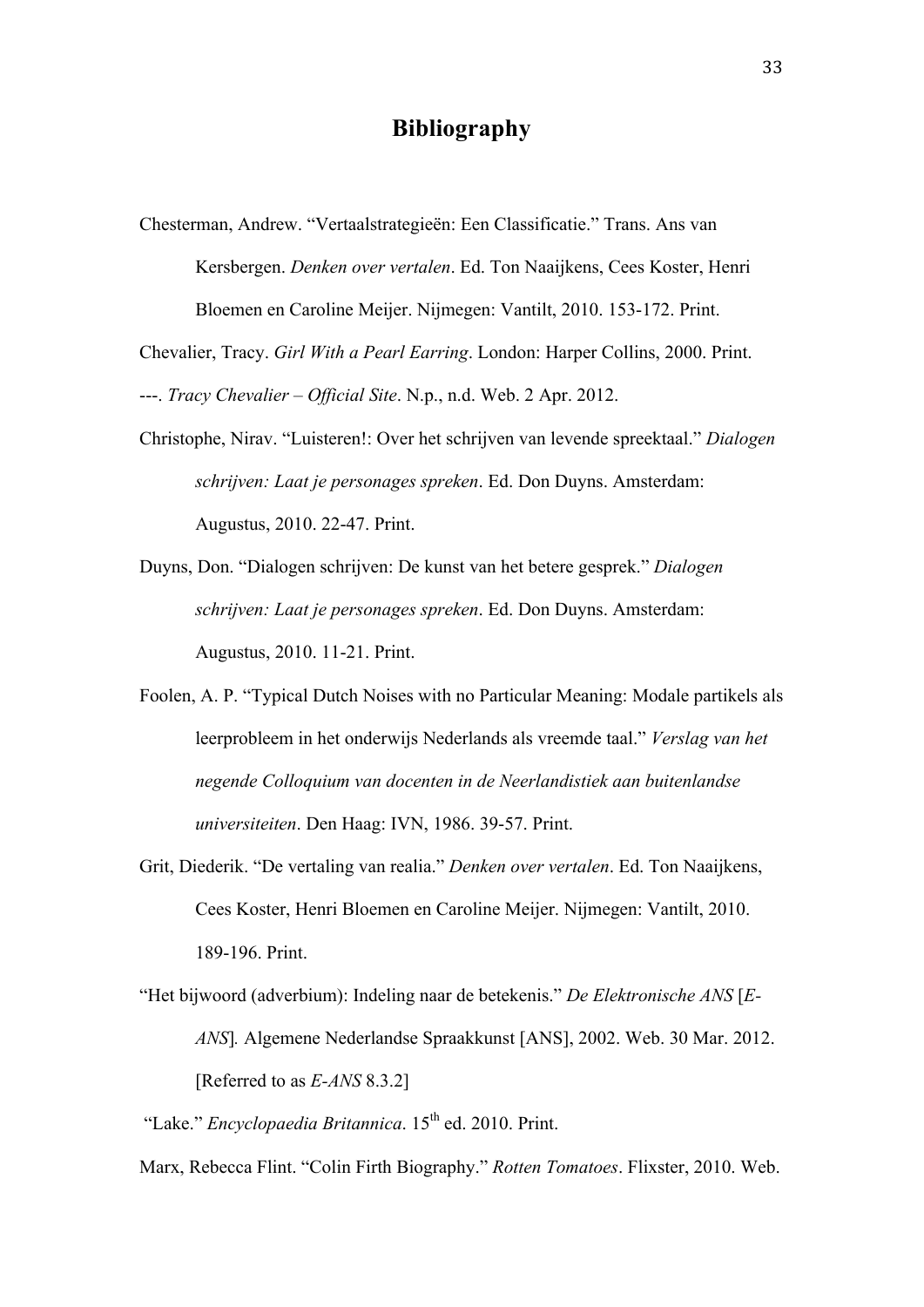# Bibliography

Chesterman, Andrew. "Vertaalstrategieën: Een Classificatie." Trans. Ans van Kersbergen. *Denken over vertalen*. Ed. Ton Naaijkens, Cees Koster, Henri Bloemen en Caroline Meijer. Nijmegen: Vantilt, 2010. 153-172. Print.

Chevalier, Tracy. *Girl With a Pearl Earring*. London: Harper Collins, 2000. Print.

---. *Tracy Chevalier – Official Site*. N.p., n.d. Web. 2 Apr. 2012.

Christophe, Nirav. "Luisteren!: Over het schrijven van levende spreektaal." *Dialogen schrijven: Laat je personages spreken*. Ed. Don Duyns. Amsterdam: Augustus, 2010. 22-47. Print.

Duyns, Don. "Dialogen schrijven: De kunst van het betere gesprek." *Dialogen schrijven: Laat je personages spreken*. Ed. Don Duyns. Amsterdam: Augustus, 2010. 11-21. Print.

Foolen, A. P. "Typical Dutch Noises with no Particular Meaning: Modale partikels als leerprobleem in het onderwijs Nederlands als vreemde taal." *Verslag van het negende Colloquium van docenten in de Neerlandistiek aan buitenlandse universiteiten*. Den Haag: IVN, 1986. 39-57. Print.

Grit, Diederik. "De vertaling van realia." *Denken over vertalen*. Ed. Ton Naaijkens, Cees Koster, Henri Bloemen en Caroline Meijer. Nijmegen: Vantilt, 2010. 189-196. Print.

"Het bijwoord (adverbium): Indeling naar de betekenis." *De Elektronische ANS* [*E-ANS*]*.* Algemene Nederlandse Spraakkunst [ANS], 2002. Web. 30 Mar. 2012. [Referred to as *E-ANS* 8.3.2]

"Lake." *Encyclopaedia Britannica*. 15th ed. 2010. Print.

Marx, Rebecca Flint. "Colin Firth Biography." *Rotten Tomatoes*. Flixster, 2010. Web.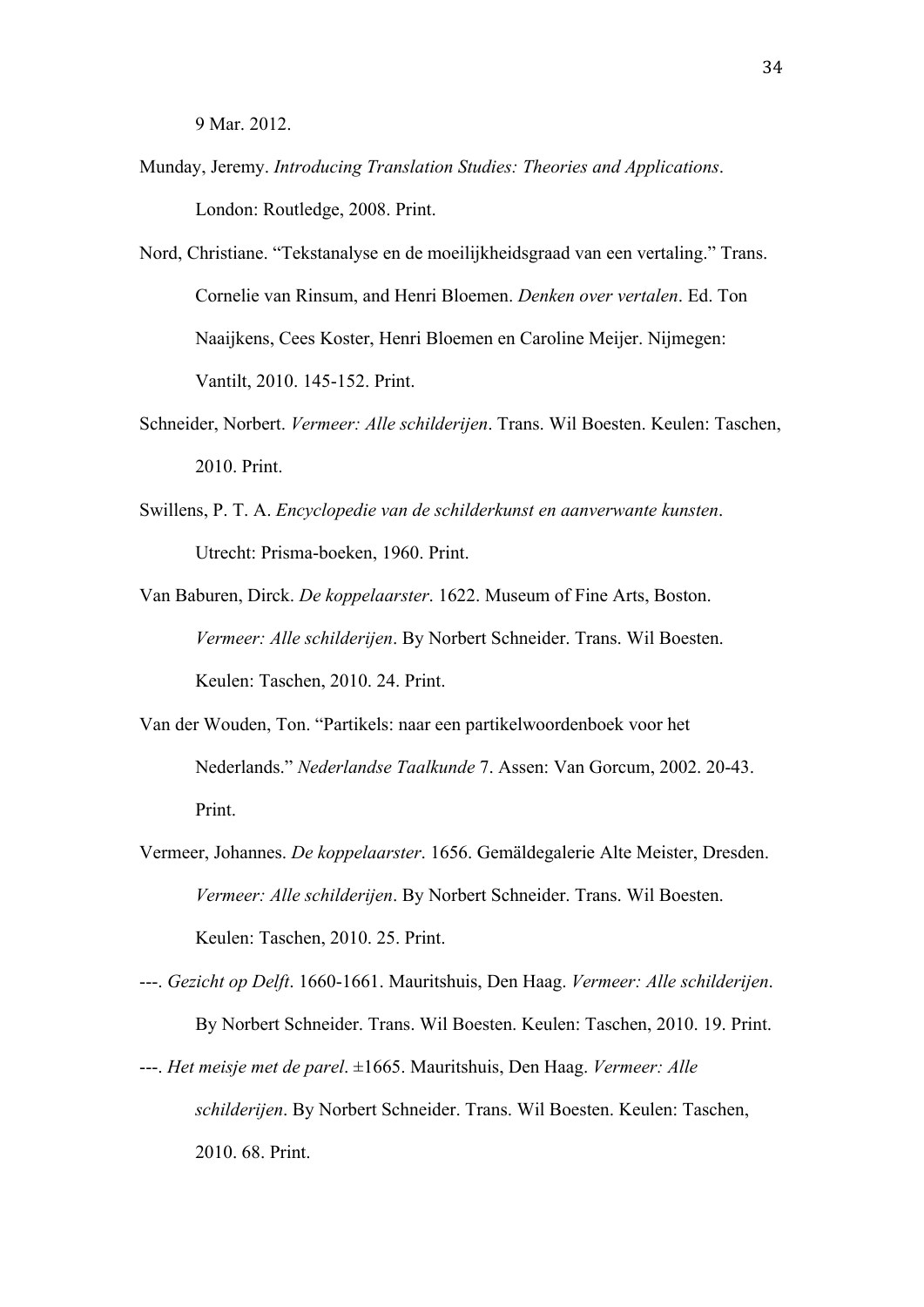9 Mar. 2012.

Munday, Jeremy. *Introducing Translation Studies: Theories and Applications*. London: Routledge, 2008. Print.

Nord, Christiane. "Tekstanalyse en de moeilijkheidsgraad van een vertaling." Trans. Cornelie van Rinsum, and Henri Bloemen. *Denken over vertalen*. Ed. Ton Naaijkens, Cees Koster, Henri Bloemen en Caroline Meijer. Nijmegen: Vantilt, 2010. 145-152. Print.

Schneider, Norbert. *Vermeer: Alle schilderijen*. Trans. Wil Boesten. Keulen: Taschen, 2010. Print.

Swillens, P. T. A. *Encyclopedie van de schilderkunst en aanverwante kunsten*. Utrecht: Prisma-boeken, 1960. Print.

Van Baburen, Dirck. *De koppelaarster*. 1622. Museum of Fine Arts, Boston. *Vermeer: Alle schilderijen*. By Norbert Schneider. Trans. Wil Boesten. Keulen: Taschen, 2010. 24. Print.

Van der Wouden, Ton. "Partikels: naar een partikelwoordenboek voor het Nederlands." *Nederlandse Taalkunde* 7. Assen: Van Gorcum, 2002. 20-43. Print.

Vermeer, Johannes. *De koppelaarster*. 1656. Gemäldegalerie Alte Meister, Dresden. *Vermeer: Alle schilderijen*. By Norbert Schneider. Trans. Wil Boesten. Keulen: Taschen, 2010. 25. Print.

---. *Gezicht op Delft*. 1660-1661. Mauritshuis, Den Haag. *Vermeer: Alle schilderijen*. By Norbert Schneider. Trans. Wil Boesten. Keulen: Taschen, 2010. 19. Print.

---. *Het meisje met de parel*. ±1665. Mauritshuis, Den Haag. *Vermeer: Alle schilderijen*. By Norbert Schneider. Trans. Wil Boesten. Keulen: Taschen, 2010. 68. Print.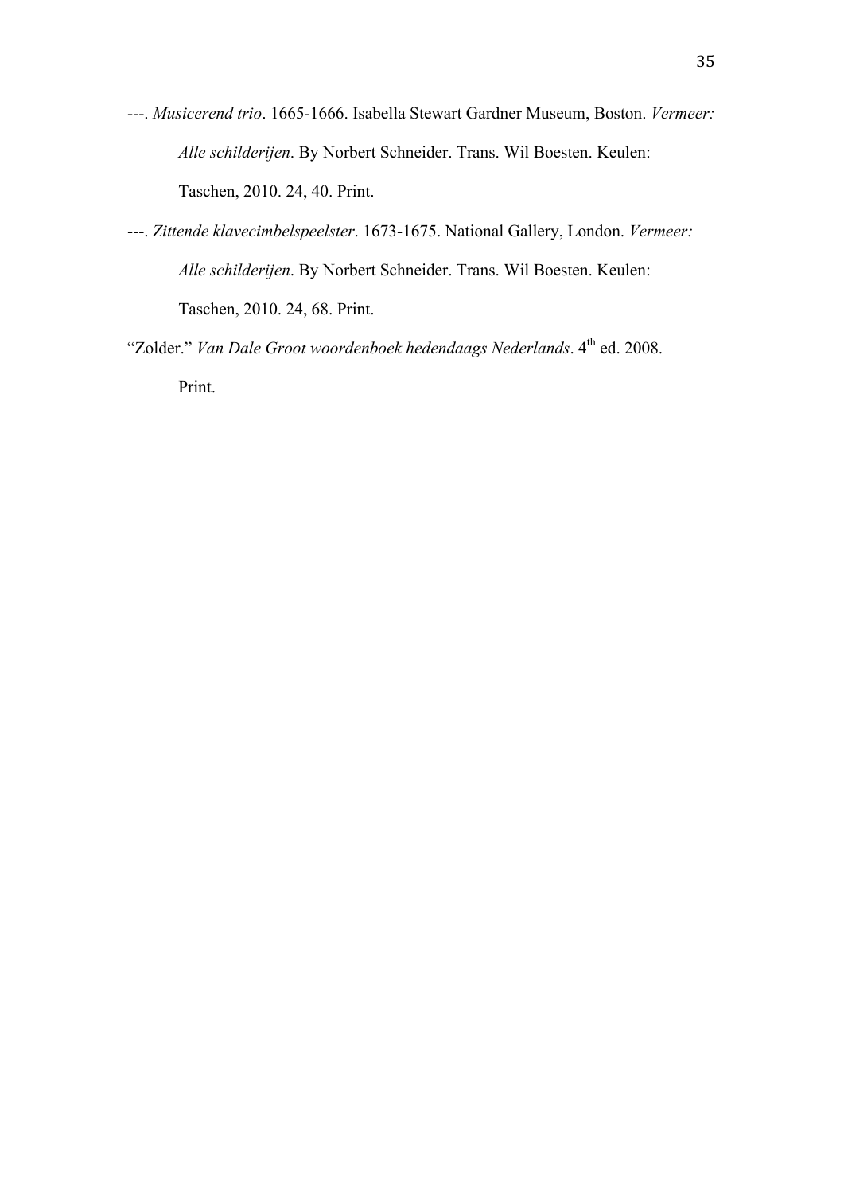---. *Musicerend trio*. 1665-1666. Isabella Stewart Gardner Museum, Boston. *Vermeer: Alle schilderijen*. By Norbert Schneider. Trans. Wil Boesten. Keulen: Taschen, 2010. 24, 40. Print.

---. *Zittende klavecimbelspeelster*. 1673-1675. National Gallery, London. *Vermeer: Alle schilderijen*. By Norbert Schneider. Trans. Wil Boesten. Keulen: Taschen, 2010. 24, 68. Print.

"Zolder." *Van Dale Groot woordenboek hedendaags Nederlands*. 4th ed. 2008. Print.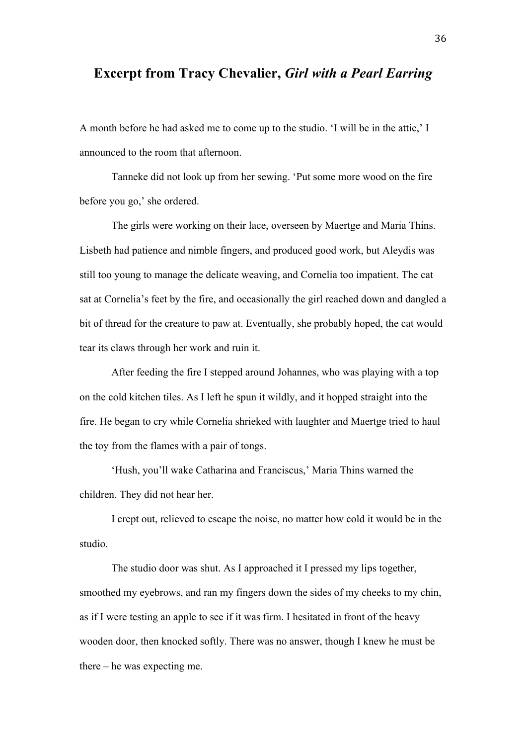## Excerpt from Tracy Chevalier, *Girl with a Pearl Earring*

A month before he had asked me to come up to the studio. 'I will be in the attic,' I announced to the room that afternoon.

Tanneke did not look up from her sewing. 'Put some more wood on the fire before you go,' she ordered.

The girls were working on their lace, overseen by Maertge and Maria Thins. Lisbeth had patience and nimble fingers, and produced good work, but Aleydis was still too young to manage the delicate weaving, and Cornelia too impatient. The cat sat at Cornelia's feet by the fire, and occasionally the girl reached down and dangled a bit of thread for the creature to paw at. Eventually, she probably hoped, the cat would tear its claws through her work and ruin it.

After feeding the fire I stepped around Johannes, who was playing with a top on the cold kitchen tiles. As I left he spun it wildly, and it hopped straight into the fire. He began to cry while Cornelia shrieked with laughter and Maertge tried to haul the toy from the flames with a pair of tongs.

'Hush, you'll wake Catharina and Franciscus,' Maria Thins warned the children. They did not hear her.

I crept out, relieved to escape the noise, no matter how cold it would be in the studio.

The studio door was shut. As I approached it I pressed my lips together, smoothed my eyebrows, and ran my fingers down the sides of my cheeks to my chin, as if I were testing an apple to see if it was firm. I hesitated in front of the heavy wooden door, then knocked softly. There was no answer, though I knew he must be there – he was expecting me.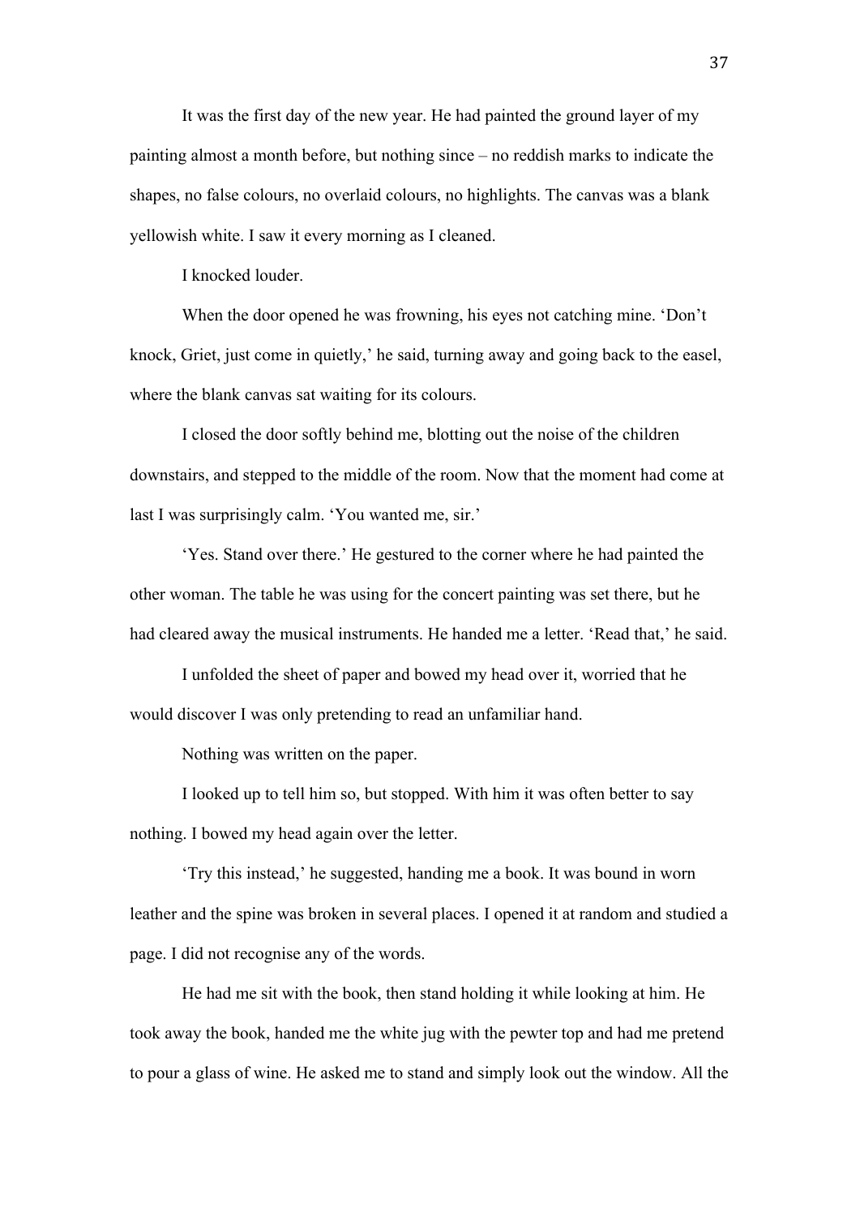It was the first day of the new year. He had painted the ground layer of my painting almost a month before, but nothing since – no reddish marks to indicate the shapes, no false colours, no overlaid colours, no highlights. The canvas was a blank yellowish white. I saw it every morning as I cleaned.

I knocked louder.

When the door opened he was frowning, his eyes not catching mine. 'Don't knock, Griet, just come in quietly,' he said, turning away and going back to the easel, where the blank canvas sat waiting for its colours.

I closed the door softly behind me, blotting out the noise of the children downstairs, and stepped to the middle of the room. Now that the moment had come at last I was surprisingly calm. 'You wanted me, sir.'

'Yes. Stand over there.' He gestured to the corner where he had painted the other woman. The table he was using for the concert painting was set there, but he had cleared away the musical instruments. He handed me a letter. 'Read that,' he said.

I unfolded the sheet of paper and bowed my head over it, worried that he would discover I was only pretending to read an unfamiliar hand.

Nothing was written on the paper.

I looked up to tell him so, but stopped. With him it was often better to say nothing. I bowed my head again over the letter.

'Try this instead,' he suggested, handing me a book. It was bound in worn leather and the spine was broken in several places. I opened it at random and studied a page. I did not recognise any of the words.

He had me sit with the book, then stand holding it while looking at him. He took away the book, handed me the white jug with the pewter top and had me pretend to pour a glass of wine. He asked me to stand and simply look out the window. All the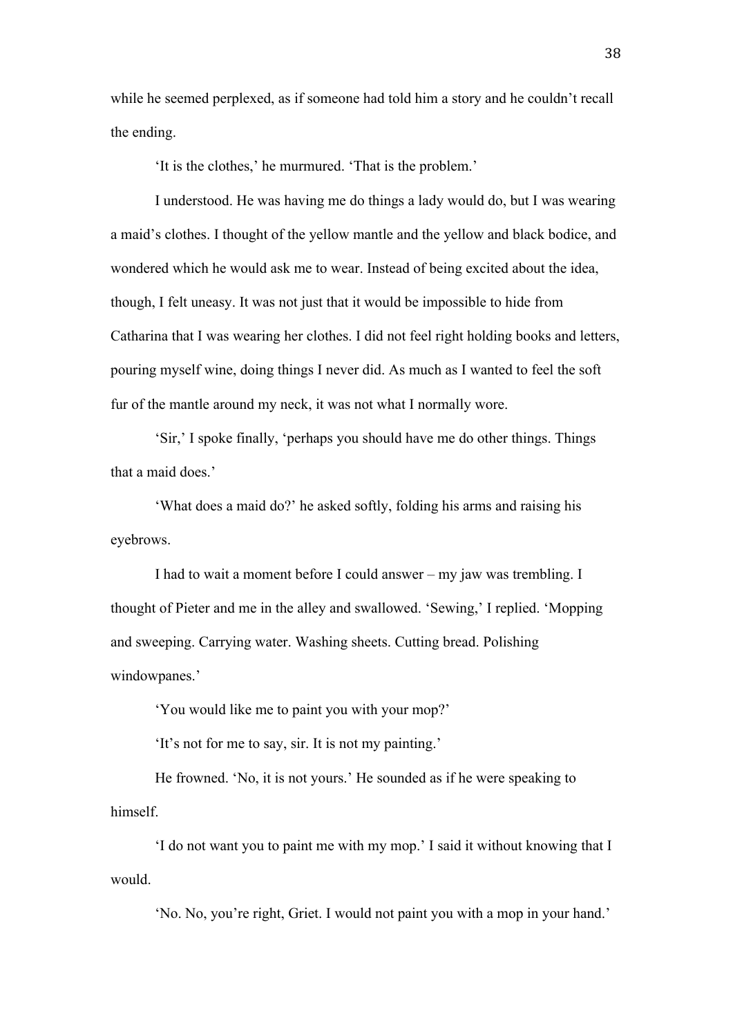while he seemed perplexed, as if someone had told him a story and he couldn't recall the ending.

'It is the clothes,' he murmured. 'That is the problem.'

I understood. He was having me do things a lady would do, but I was wearing a maid's clothes. I thought of the yellow mantle and the yellow and black bodice, and wondered which he would ask me to wear. Instead of being excited about the idea, though, I felt uneasy. It was not just that it would be impossible to hide from Catharina that I was wearing her clothes. I did not feel right holding books and letters, pouring myself wine, doing things I never did. As much as I wanted to feel the soft fur of the mantle around my neck, it was not what I normally wore.

'Sir,' I spoke finally, 'perhaps you should have me do other things. Things that a maid does.'

'What does a maid do?' he asked softly, folding his arms and raising his eyebrows.

I had to wait a moment before I could answer – my jaw was trembling. I thought of Pieter and me in the alley and swallowed. 'Sewing,' I replied. 'Mopping and sweeping. Carrying water. Washing sheets. Cutting bread. Polishing windowpanes.'

'You would like me to paint you with your mop?'

'It's not for me to say, sir. It is not my painting.'

He frowned. 'No, it is not yours.' He sounded as if he were speaking to himself.

'I do not want you to paint me with my mop.' I said it without knowing that I would.

'No. No, you're right, Griet. I would not paint you with a mop in your hand.'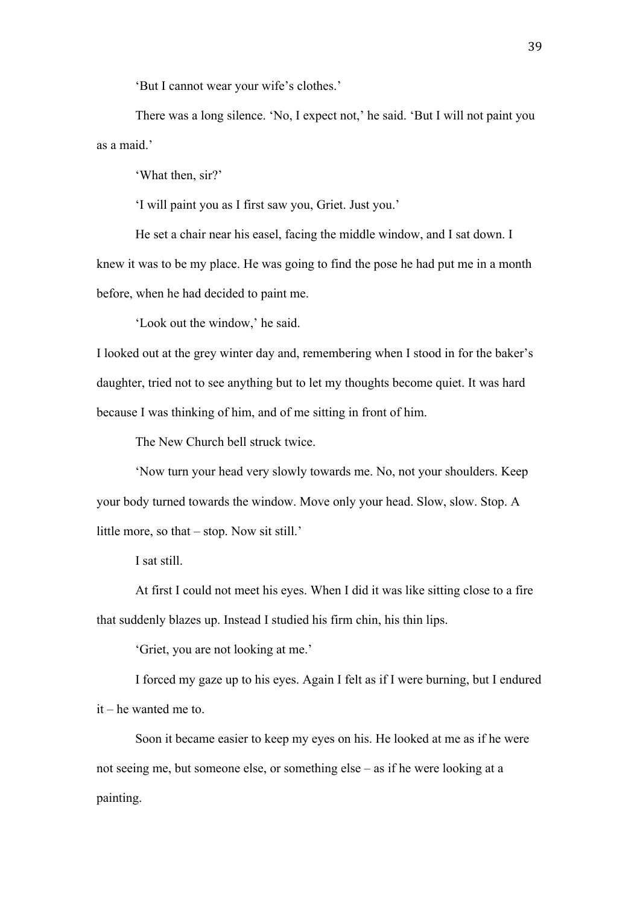'But I cannot wear your wife's clothes.'

There was a long silence. 'No, I expect not,' he said. 'But I will not paint you as a maid.'

'What then, sir?'

'I will paint you as I first saw you, Griet. Just you.'

He set a chair near his easel, facing the middle window, and I sat down. I knew it was to be my place. He was going to find the pose he had put me in a month before, when he had decided to paint me.

'Look out the window,' he said.

I looked out at the grey winter day and, remembering when I stood in for the baker's daughter, tried not to see anything but to let my thoughts become quiet. It was hard because I was thinking of him, and of me sitting in front of him.

The New Church bell struck twice.

'Now turn your head very slowly towards me. No, not your shoulders. Keep your body turned towards the window. Move only your head. Slow, slow. Stop. A little more, so that – stop. Now sit still.'

I sat still.

At first I could not meet his eyes. When I did it was like sitting close to a fire that suddenly blazes up. Instead I studied his firm chin, his thin lips.

'Griet, you are not looking at me.'

I forced my gaze up to his eyes. Again I felt as if I were burning, but I endured it – he wanted me to.

Soon it became easier to keep my eyes on his. He looked at me as if he were not seeing me, but someone else, or something else – as if he were looking at a painting.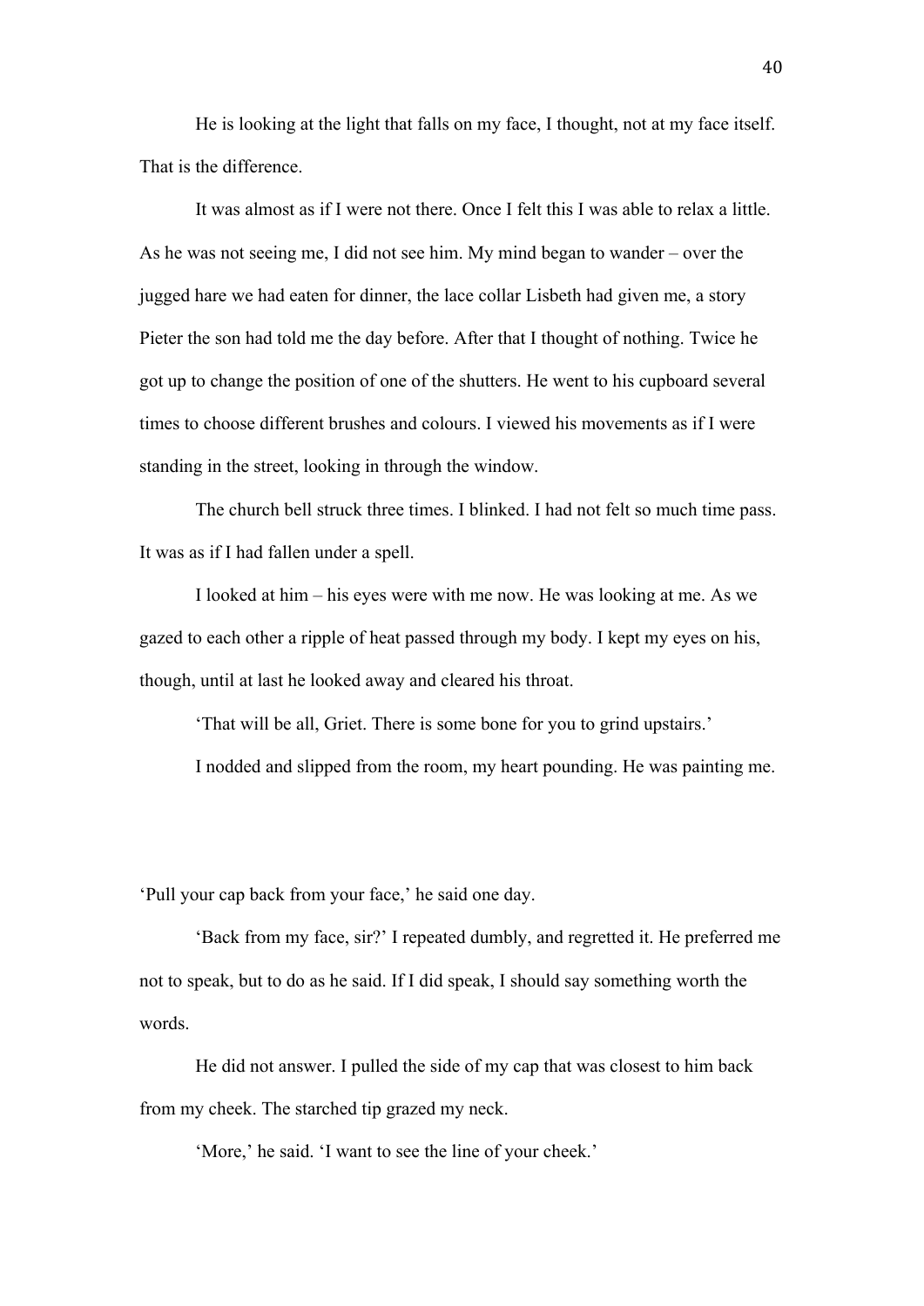He is looking at the light that falls on my face, I thought, not at my face itself. That is the difference.

It was almost as if I were not there. Once I felt this I was able to relax a little. As he was not seeing me, I did not see him. My mind began to wander – over the jugged hare we had eaten for dinner, the lace collar Lisbeth had given me, a story Pieter the son had told me the day before. After that I thought of nothing. Twice he got up to change the position of one of the shutters. He went to his cupboard several times to choose different brushes and colours. I viewed his movements as if I were standing in the street, looking in through the window.

The church bell struck three times. I blinked. I had not felt so much time pass. It was as if I had fallen under a spell.

I looked at him – his eyes were with me now. He was looking at me. As we gazed to each other a ripple of heat passed through my body. I kept my eyes on his, though, until at last he looked away and cleared his throat.

'That will be all, Griet. There is some bone for you to grind upstairs.'

I nodded and slipped from the room, my heart pounding. He was painting me.

'Pull your cap back from your face,' he said one day.

'Back from my face, sir?' I repeated dumbly, and regretted it. He preferred me not to speak, but to do as he said. If I did speak, I should say something worth the words.

He did not answer. I pulled the side of my cap that was closest to him back from my cheek. The starched tip grazed my neck.

'More,' he said. 'I want to see the line of your cheek.'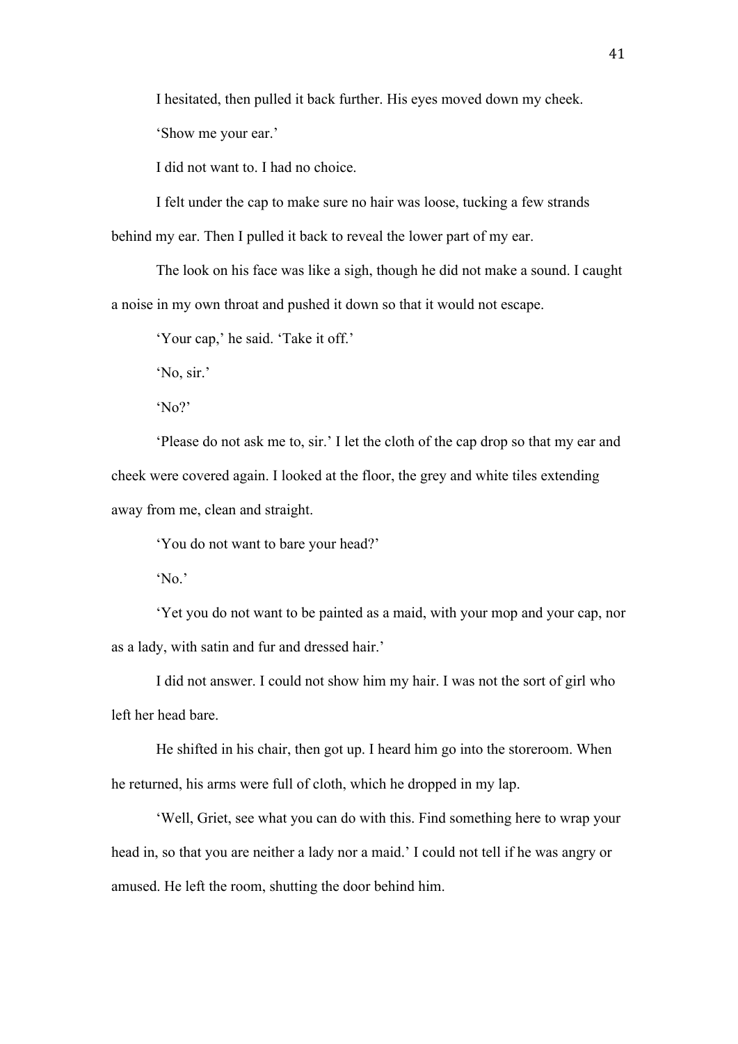I hesitated, then pulled it back further. His eyes moved down my cheek.

'Show me your ear.'

I did not want to. I had no choice.

I felt under the cap to make sure no hair was loose, tucking a few strands behind my ear. Then I pulled it back to reveal the lower part of my ear.

The look on his face was like a sigh, though he did not make a sound. I caught a noise in my own throat and pushed it down so that it would not escape.

'Your cap,' he said. 'Take it off.'

'No, sir.'

'No?'

'Please do not ask me to, sir.' I let the cloth of the cap drop so that my ear and cheek were covered again. I looked at the floor, the grey and white tiles extending away from me, clean and straight.

'You do not want to bare your head?'

'No.'

'Yet you do not want to be painted as a maid, with your mop and your cap, nor as a lady, with satin and fur and dressed hair.'

I did not answer. I could not show him my hair. I was not the sort of girl who left her head bare.

He shifted in his chair, then got up. I heard him go into the storeroom. When he returned, his arms were full of cloth, which he dropped in my lap.

'Well, Griet, see what you can do with this. Find something here to wrap your head in, so that you are neither a lady nor a maid.' I could not tell if he was angry or amused. He left the room, shutting the door behind him.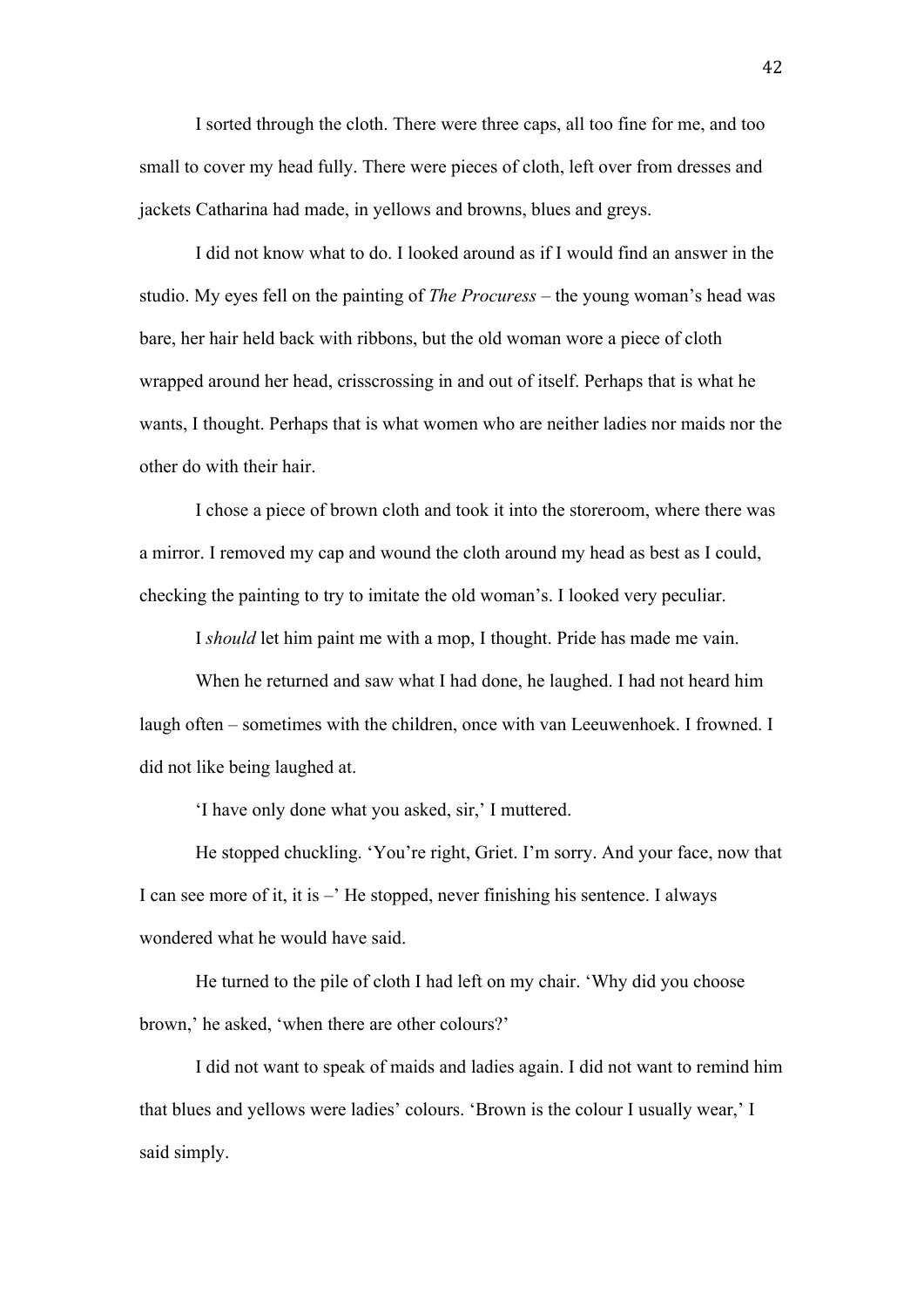I sorted through the cloth. There were three caps, all too fine for me, and too small to cover my head fully. There were pieces of cloth, left over from dresses and jackets Catharina had made, in yellows and browns, blues and greys.

I did not know what to do. I looked around as if I would find an answer in the studio. My eyes fell on the painting of *The Procuress* – the young woman's head was bare, her hair held back with ribbons, but the old woman wore a piece of cloth wrapped around her head, crisscrossing in and out of itself. Perhaps that is what he wants, I thought. Perhaps that is what women who are neither ladies nor maids nor the other do with their hair.

I chose a piece of brown cloth and took it into the storeroom, where there was a mirror. I removed my cap and wound the cloth around my head as best as I could, checking the painting to try to imitate the old woman's. I looked very peculiar.

I *should* let him paint me with a mop, I thought. Pride has made me vain.

When he returned and saw what I had done, he laughed. I had not heard him laugh often – sometimes with the children, once with van Leeuwenhoek. I frowned. I did not like being laughed at.

'I have only done what you asked, sir,' I muttered.

He stopped chuckling. 'You're right, Griet. I'm sorry. And your face, now that I can see more of it, it is –' He stopped, never finishing his sentence. I always wondered what he would have said.

He turned to the pile of cloth I had left on my chair. 'Why did you choose brown,' he asked, 'when there are other colours?'

I did not want to speak of maids and ladies again. I did not want to remind him that blues and yellows were ladies' colours. 'Brown is the colour I usually wear,' I said simply.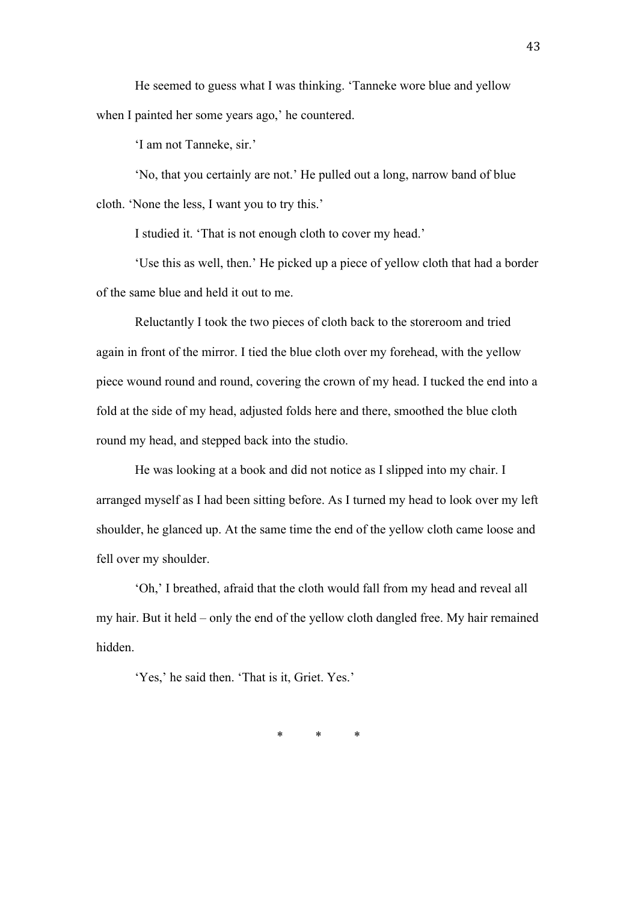He seemed to guess what I was thinking. 'Tanneke wore blue and yellow when I painted her some years ago,' he countered.

'I am not Tanneke, sir.'

'No, that you certainly are not.' He pulled out a long, narrow band of blue cloth. 'None the less, I want you to try this.'

I studied it. 'That is not enough cloth to cover my head.'

'Use this as well, then.' He picked up a piece of yellow cloth that had a border of the same blue and held it out to me.

Reluctantly I took the two pieces of cloth back to the storeroom and tried again in front of the mirror. I tied the blue cloth over my forehead, with the yellow piece wound round and round, covering the crown of my head. I tucked the end into a fold at the side of my head, adjusted folds here and there, smoothed the blue cloth round my head, and stepped back into the studio.

He was looking at a book and did not notice as I slipped into my chair. I arranged myself as I had been sitting before. As I turned my head to look over my left shoulder, he glanced up. At the same time the end of the yellow cloth came loose and fell over my shoulder.

'Oh,' I breathed, afraid that the cloth would fall from my head and reveal all my hair. But it held – only the end of the yellow cloth dangled free. My hair remained hidden.

'Yes,' he said then. 'That is it, Griet. Yes.'

\* \* \*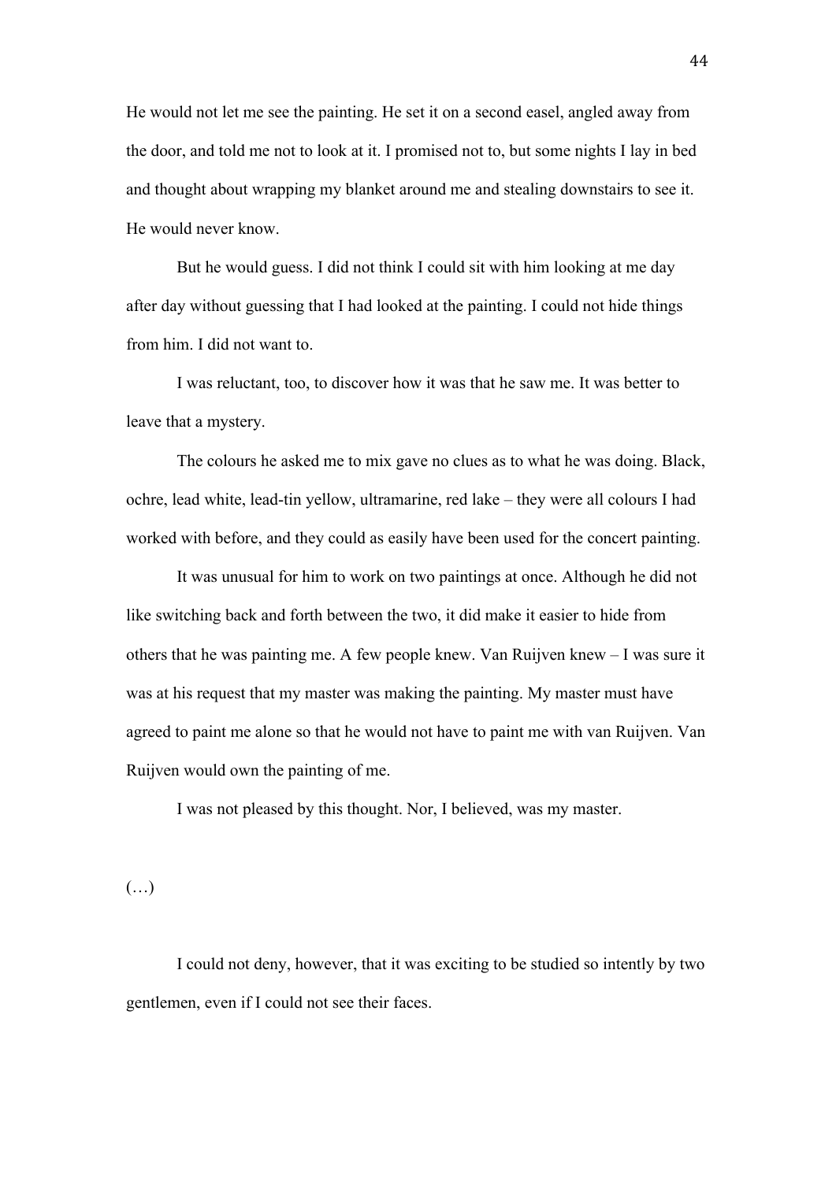He would not let me see the painting. He set it on a second easel, angled away from the door, and told me not to look at it. I promised not to, but some nights I lay in bed and thought about wrapping my blanket around me and stealing downstairs to see it. He would never know.

But he would guess. I did not think I could sit with him looking at me day after day without guessing that I had looked at the painting. I could not hide things from him. I did not want to.

I was reluctant, too, to discover how it was that he saw me. It was better to leave that a mystery.

The colours he asked me to mix gave no clues as to what he was doing. Black, ochre, lead white, lead-tin yellow, ultramarine, red lake – they were all colours I had worked with before, and they could as easily have been used for the concert painting.

It was unusual for him to work on two paintings at once. Although he did not like switching back and forth between the two, it did make it easier to hide from others that he was painting me. A few people knew. Van Ruijven knew – I was sure it was at his request that my master was making the painting. My master must have agreed to paint me alone so that he would not have to paint me with van Ruijven. Van Ruijven would own the painting of me.

I was not pleased by this thought. Nor, I believed, was my master.

(…)

I could not deny, however, that it was exciting to be studied so intently by two gentlemen, even if I could not see their faces.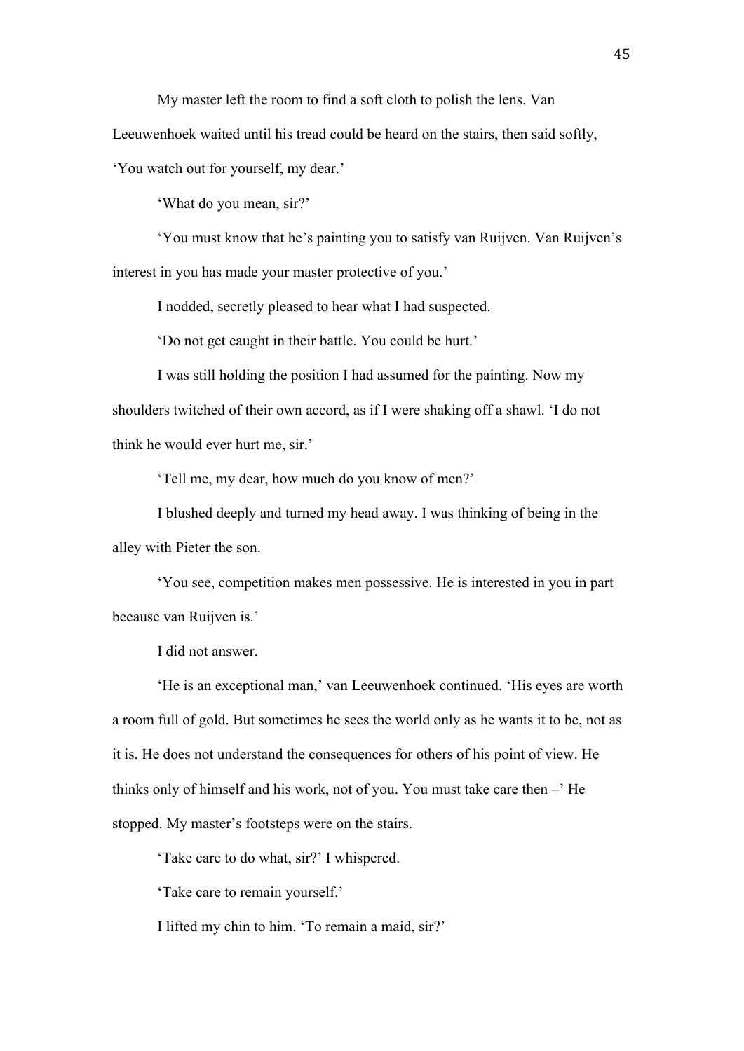My master left the room to find a soft cloth to polish the lens. Van Leeuwenhoek waited until his tread could be heard on the stairs, then said softly, 'You watch out for yourself, my dear.'

'What do you mean, sir?'

'You must know that he's painting you to satisfy van Ruijven. Van Ruijven's interest in you has made your master protective of you.'

I nodded, secretly pleased to hear what I had suspected.

'Do not get caught in their battle. You could be hurt.'

I was still holding the position I had assumed for the painting. Now my shoulders twitched of their own accord, as if I were shaking off a shawl. 'I do not think he would ever hurt me, sir.'

'Tell me, my dear, how much do you know of men?'

I blushed deeply and turned my head away. I was thinking of being in the alley with Pieter the son.

'You see, competition makes men possessive. He is interested in you in part because van Ruijven is.'

I did not answer.

'He is an exceptional man,' van Leeuwenhoek continued. 'His eyes are worth a room full of gold. But sometimes he sees the world only as he wants it to be, not as it is. He does not understand the consequences for others of his point of view. He thinks only of himself and his work, not of you. You must take care then –' He stopped. My master's footsteps were on the stairs.

'Take care to do what, sir?' I whispered.

'Take care to remain yourself.'

I lifted my chin to him. 'To remain a maid, sir?'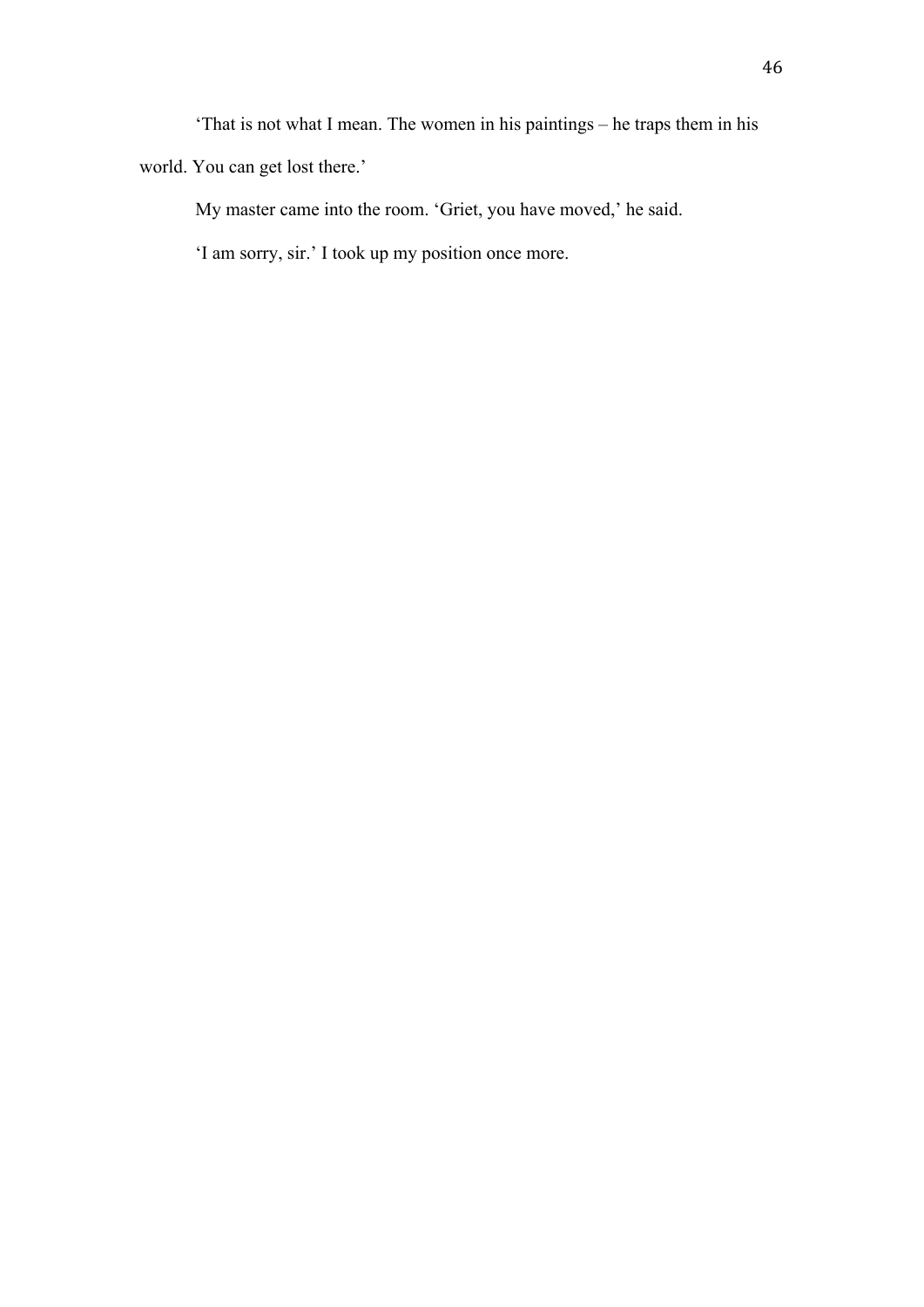'That is not what I mean. The women in his paintings – he traps them in his world. You can get lost there.'

My master came into the room. 'Griet, you have moved,' he said.

'I am sorry, sir.' I took up my position once more.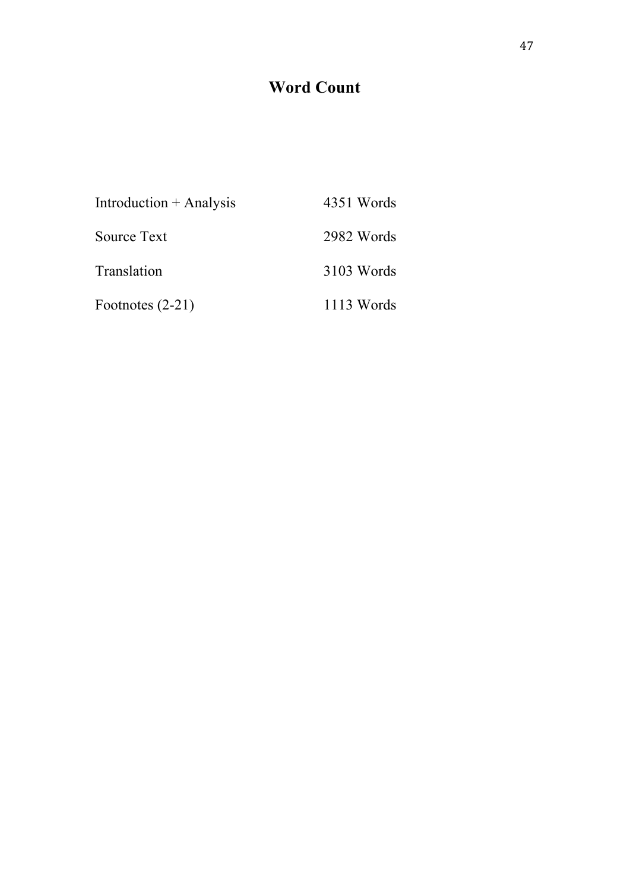# Word Count

| | |
|---|---|
| Introduction + Analysis | 4351 Words |
| Source Text | 2982 Words |
| Translation | 3103 Words |
| Footnotes (2-21) | 1113 Words |